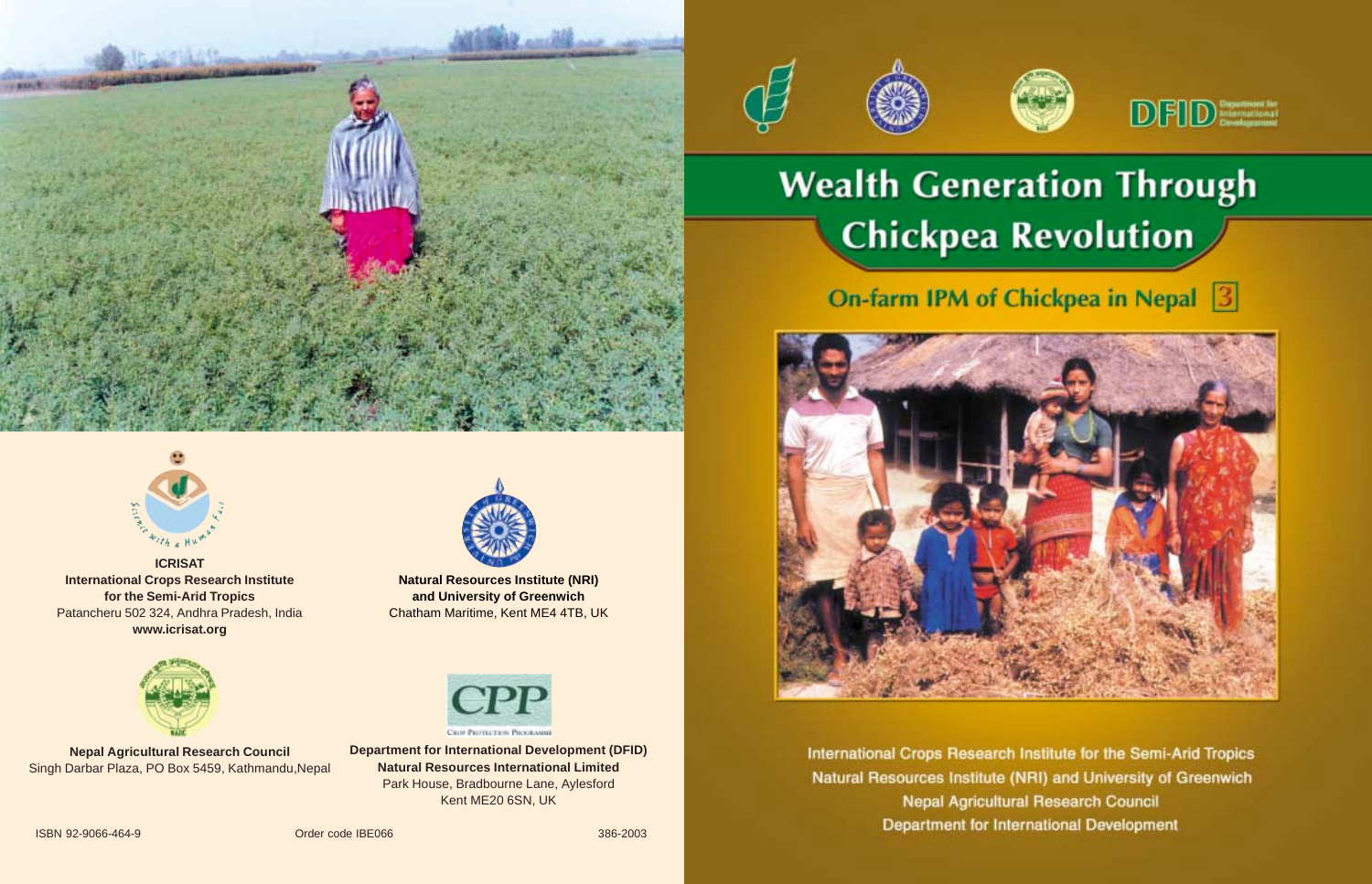# Wealth Generation Through Chickpea Revolution

## On-farm IPM of Chickpea in Nepal 3

International Crops Research Institute for the Semi-Arid Tropics
Natural Resources Institute (NRI) and University of Greenwich
Nepal Agricultural Research Council
Department for International Development

**ICRISAT**
**International Crops Research Institute for the Semi-Arid Tropics**
Patancheru 502 324, Andhra Pradesh, India
**www.icrisat.org**

**Natural Resources Institute (NRI) and University of Greenwich**
Chatham Maritime, Kent ME4 4TB, UK

**Nepal Agricultural Research Council**
Singh Darbar Plaza, PO Box 5459, Kathmandu,Nepal

**Department for International Development (DFID)**
**Natural Resources International Limited**
Park House, Bradbourne Lane, Aylesford
Kent ME20 6SN, UK

ISBN 92-9066-464-9 Order code IBE066 386-2003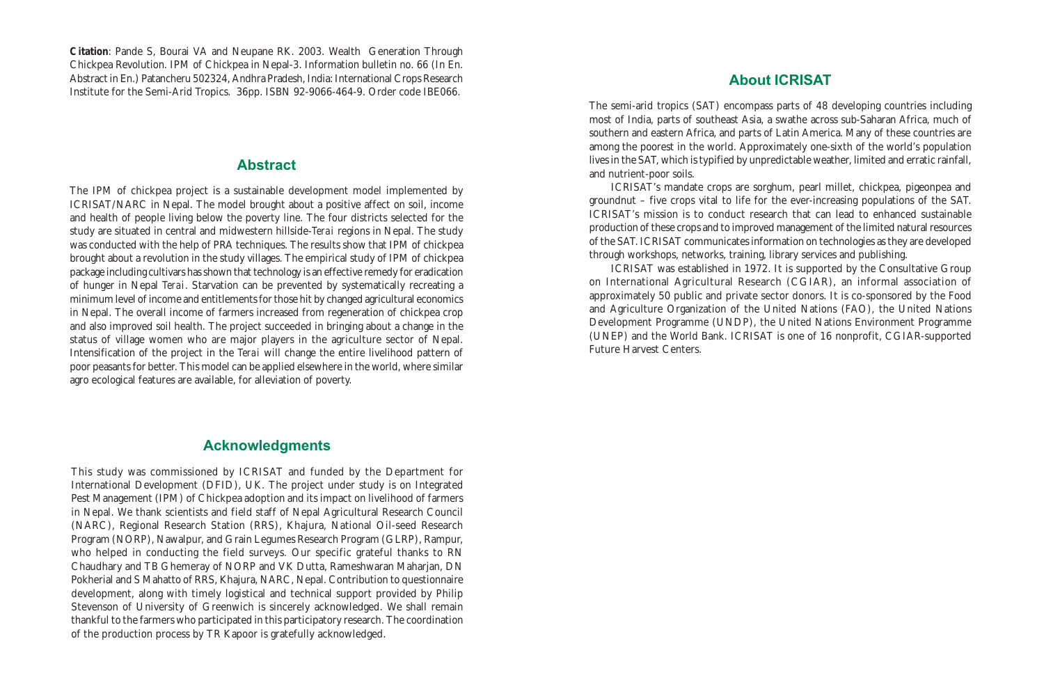**Citation**: Pande S, Bourai VA and Neupane RK. 2003. Wealth Generation Through Chickpea Revolution. IPM of Chickpea in Nepal-3. Information bulletin no. 66 (In En. Abstract in En.) Patancheru 502324, Andhra Pradesh, India: International Crops Research Institute for the Semi-Arid Tropics. 36pp. ISBN 92-9066-464-9. Order code IBE066.

## Abstract

The IPM of chickpea project is a sustainable development model implemented by ICRISAT/NARC in Nepal. The model brought about a positive affect on soil, income and health of people living below the poverty line. The four districts selected for the study are situated in central and midwestern hillside-*Terai* regions in Nepal. The study was conducted with the help of PRA techniques. The results show that IPM of chickpea brought about a revolution in the study villages. The empirical study of IPM of chickpea package including cultivars has shown that technology is an effective remedy for eradication of hunger in Nepal *Terai*. Starvation can be prevented by systematically recreating a minimum level of income and entitlements for those hit by changed agricultural economics in Nepal. The overall income of farmers increased from regeneration of chickpea crop and also improved soil health. The project succeeded in bringing about a change in the status of village women who are major players in the agriculture sector of Nepal. Intensification of the project in the *Terai* will change the entire livelihood pattern of poor peasants for better. This model can be applied elsewhere in the world, where similar agro ecological features are available, for alleviation of poverty.

## Acknowledgments

This study was commissioned by ICRISAT and funded by the Department for International Development (DFID), UK. The project under study is on Integrated Pest Management (IPM) of Chickpea adoption and its impact on livelihood of farmers in Nepal. We thank scientists and field staff of Nepal Agricultural Research Council (NARC), Regional Research Station (RRS), Khajura, National Oil-seed Research Program (NORP), Nawalpur, and Grain Legumes Research Program (GLRP), Rampur, who helped in conducting the field surveys. Our specific grateful thanks to RN Chaudhary and TB Ghemeray of NORP and VK Dutta, Rameshwaran Maharjan, DN Pokherial and S Mahatto of RRS, Khajura, NARC, Nepal. Contribution to questionnaire development, along with timely logistical and technical support provided by Philip Stevenson of University of Greenwich is sincerely acknowledged. We shall remain thankful to the farmers who participated in this participatory research. The coordination of the production process by TR Kapoor is gratefully acknowledged.

## About ICRISAT

The semi-arid tropics (SAT) encompass parts of 48 developing countries including most of India, parts of southeast Asia, a swathe across sub-Saharan Africa, much of southern and eastern Africa, and parts of Latin America. Many of these countries are among the poorest in the world. Approximately one-sixth of the world's population lives in the SAT, which is typified by unpredictable weather, limited and erratic rainfall, and nutrient-poor soils.

ICRISAT's mandate crops are sorghum, pearl millet, chickpea, pigeonpea and groundnut – five crops vital to life for the ever-increasing populations of the SAT. ICRISAT's mission is to conduct research that can lead to enhanced sustainable production of these crops and to improved management of the limited natural resources of the SAT. ICRISAT communicates information on technologies as they are developed through workshops, networks, training, library services and publishing.

ICRISAT was established in 1972. It is supported by the Consultative Group on International Agricultural Research (CGIAR), an informal association of approximately 50 public and private sector donors. It is co-sponsored by the Food and Agriculture Organization of the United Nations (FAO), the United Nations Development Programme (UNDP), the United Nations Environment Programme (UNEP) and the World Bank. ICRISAT is one of 16 nonprofit, CGIAR-supported Future Harvest Centers.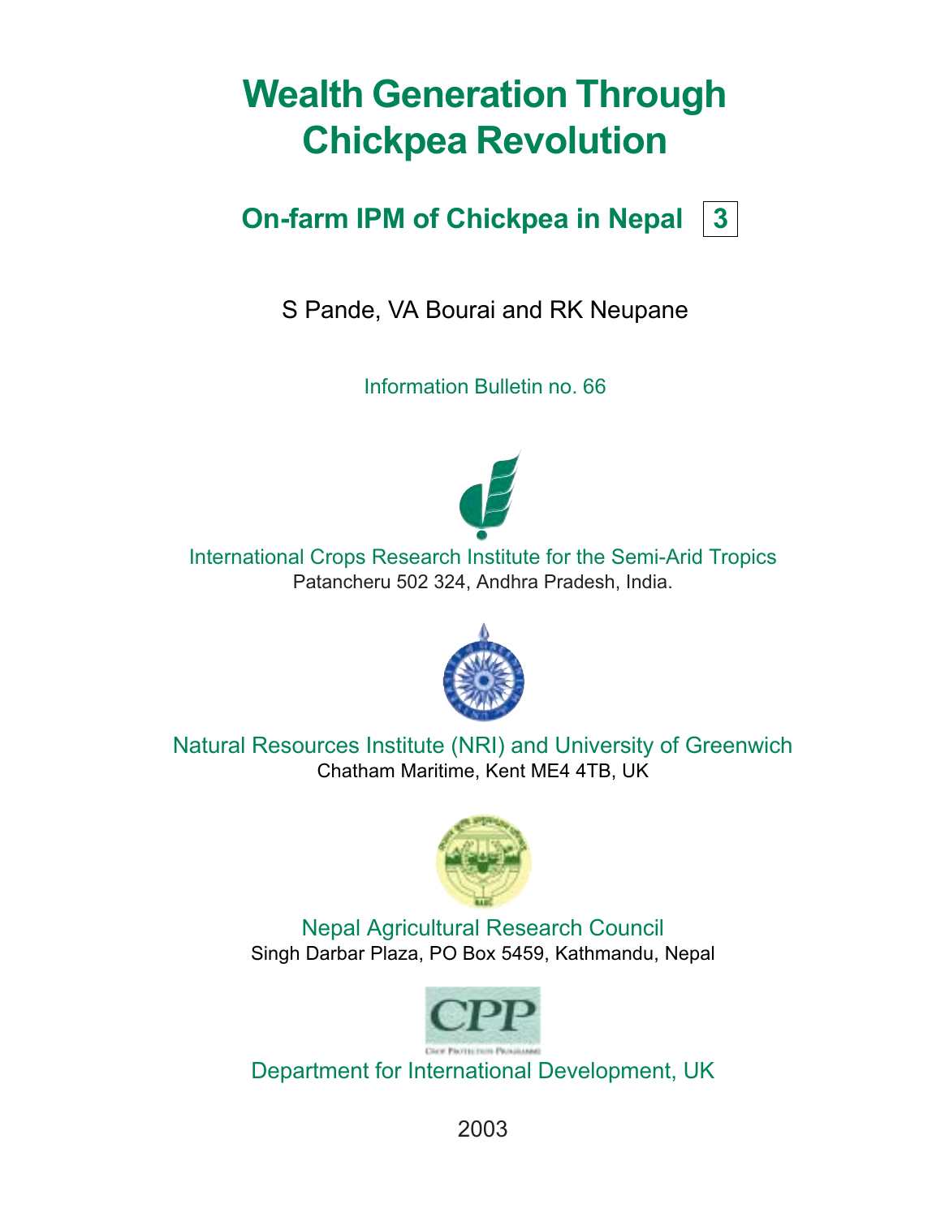# Wealth Generation Through Chickpea Revolution

## On-farm IPM of Chickpea in Nepal 3

S Pande, VA Bourai and RK Neupane

Information Bulletin no. 66

International Crops Research Institute for the Semi-Arid Tropics
Patancheru 502 324, Andhra Pradesh, India.

Natural Resources Institute (NRI) and University of Greenwich
Chatham Maritime, Kent ME4 4TB, UK

Nepal Agricultural Research Council
Singh Darbar Plaza, PO Box 5459, Kathmandu, Nepal

CPP
Crop Protection Programme

Department for International Development, UK

2003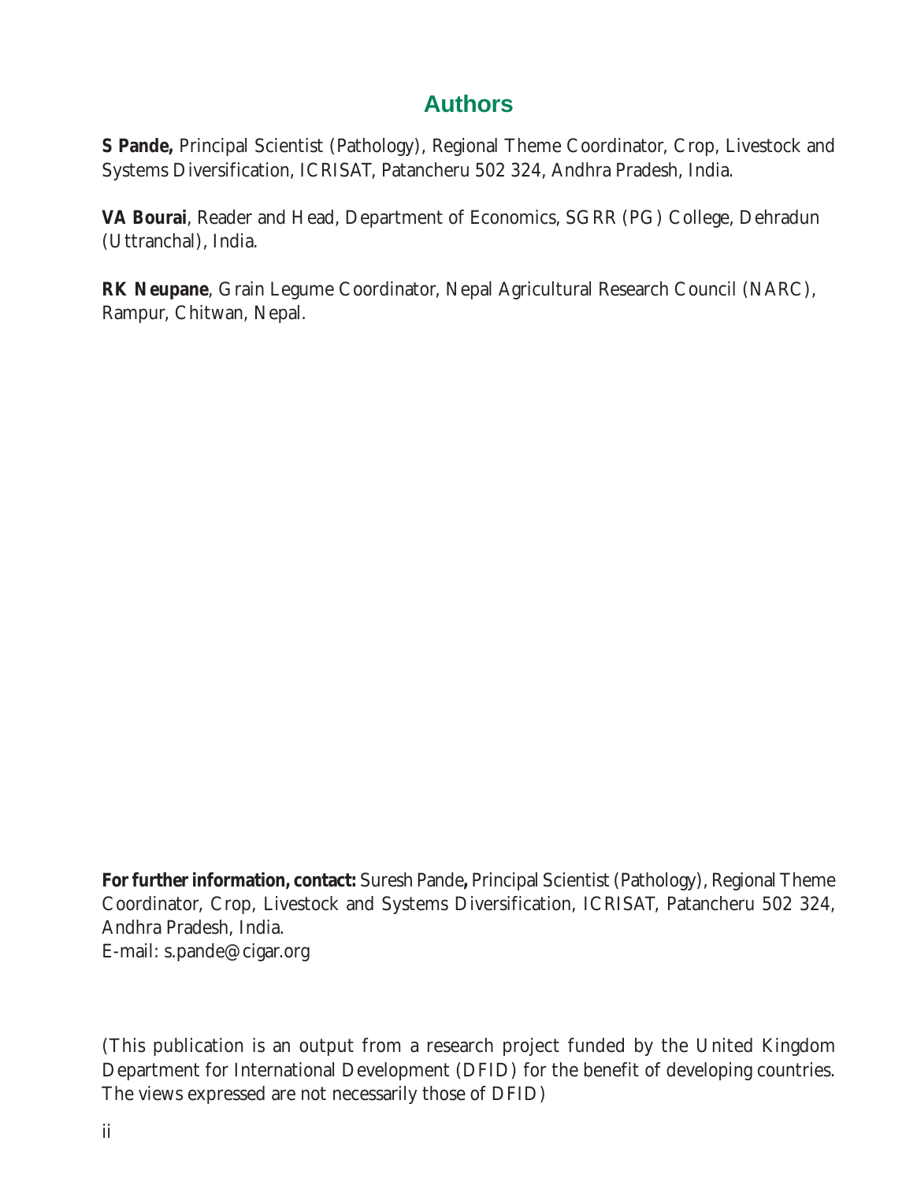## Authors

**S Pande,** Principal Scientist (Pathology), Regional Theme Coordinator, Crop, Livestock and Systems Diversification, ICRISAT, Patancheru 502 324, Andhra Pradesh, India.

**VA Bourai**, Reader and Head, Department of Economics, SGRR (PG) College, Dehradun (Uttranchal), India.

**RK Neupane**, Grain Legume Coordinator, Nepal Agricultural Research Council (NARC), Rampur, Chitwan, Nepal.

**For further information, contact:** Suresh Pande**,** Principal Scientist (Pathology), Regional Theme Coordinator, Crop, Livestock and Systems Diversification, ICRISAT, Patancheru 502 324, Andhra Pradesh, India.
E-mail: s.pande@cigar.org

(This publication is an output from a research project funded by the United Kingdom Department for International Development (DFID) for the benefit of developing countries. The views expressed are not necessarily those of DFID)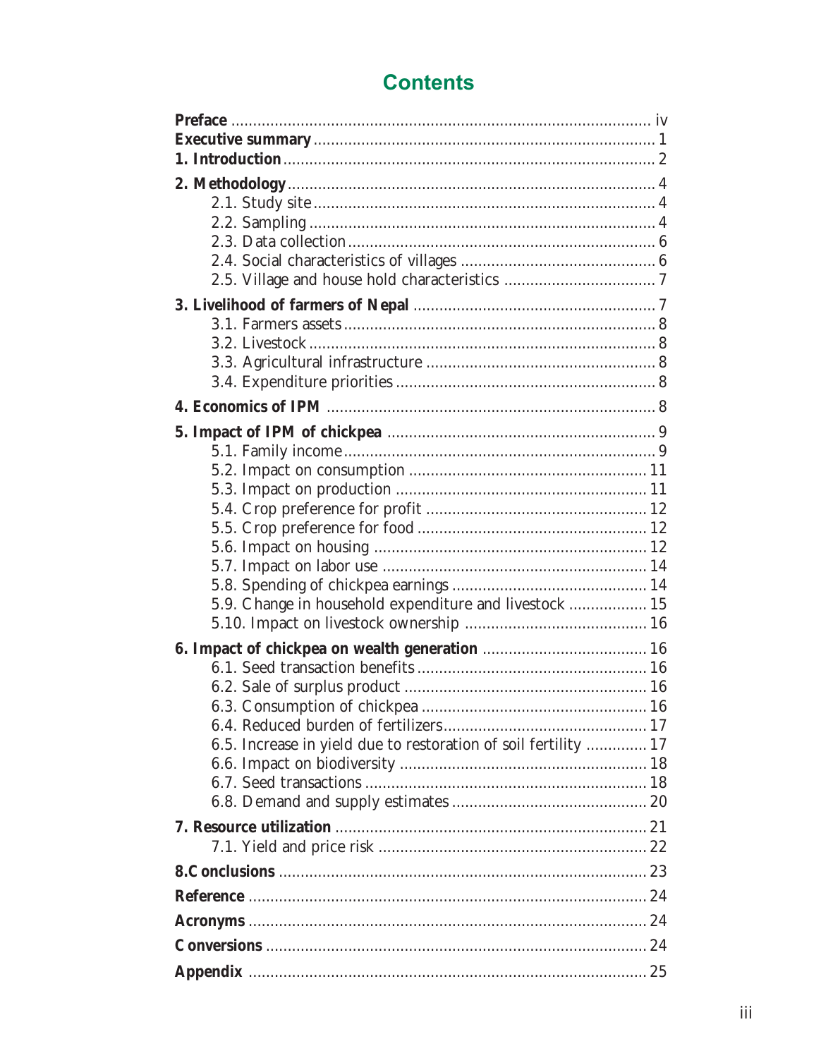# Contents

**Preface** ................................................................................................ iv
**Executive summary** ............................................................................... 1
**1. Introduction** ..................................................................................... 2
**2. Methodology** .................................................................................... 4
- 2.1. Study site ............................................................................... 4
- 2.2. Sampling ................................................................................ 4
- 2.3. Data collection ...................................................................... 6
- 2.4. Social characteristics of villages ............................................ 6
- 2.5. Village and house hold characteristics .................................. 7

**3. Livelihood of farmers of Nepal** ....................................................... 7
- 3.1. Farmers assets ....................................................................... 8
- 3.2. Livestock ............................................................................... 8
- 3.3. Agricultural infrastructure .................................................... 8
- 3.4. Expenditure priorities ........................................................... 8

**4. Economics of IPM** ........................................................................... 8

**5. Impact of IPM of chickpea** ............................................................. 9
- 5.1. Family income ....................................................................... 9
- 5.2. Impact on consumption ...................................................... 11
- 5.3. Impact on production ......................................................... 11
- 5.4. Crop preference for profit .................................................. 12
- 5.5. Crop preference for food .................................................... 12
- 5.6. Impact on housing .............................................................. 12
- 5.7. Impact on labor use ............................................................ 14
- 5.8. Spending of chickpea earnings ............................................ 14
- 5.9. Change in household expenditure and livestock ................. 15
- 5.10. Impact on livestock ownership ......................................... 16

**6. Impact of chickpea on wealth generation** ...................................... 16
- 6.1. Seed transaction benefits .................................................... 16
- 6.2. Sale of surplus product ....................................................... 16
- 6.3. Consumption of chickpea ................................................... 16
- 6.4. Reduced burden of fertilizers .............................................. 17
- 6.5. Increase in yield due to restoration of soil fertility ............. 17
- 6.6. Impact on biodiversity ........................................................ 18
- 6.7. Seed transactions ................................................................ 18
- 6.8. Demand and supply estimates ............................................ 20

**7. Resource utilization** ....................................................................... 21
- 7.1. Yield and price risk ............................................................. 22

**8.Conclusions** .................................................................................... 23
**Reference** .......................................................................................... 24
**Acronyms** .......................................................................................... 24
**Conversions** ....................................................................................... 24
**Appendix** ........................................................................................... 25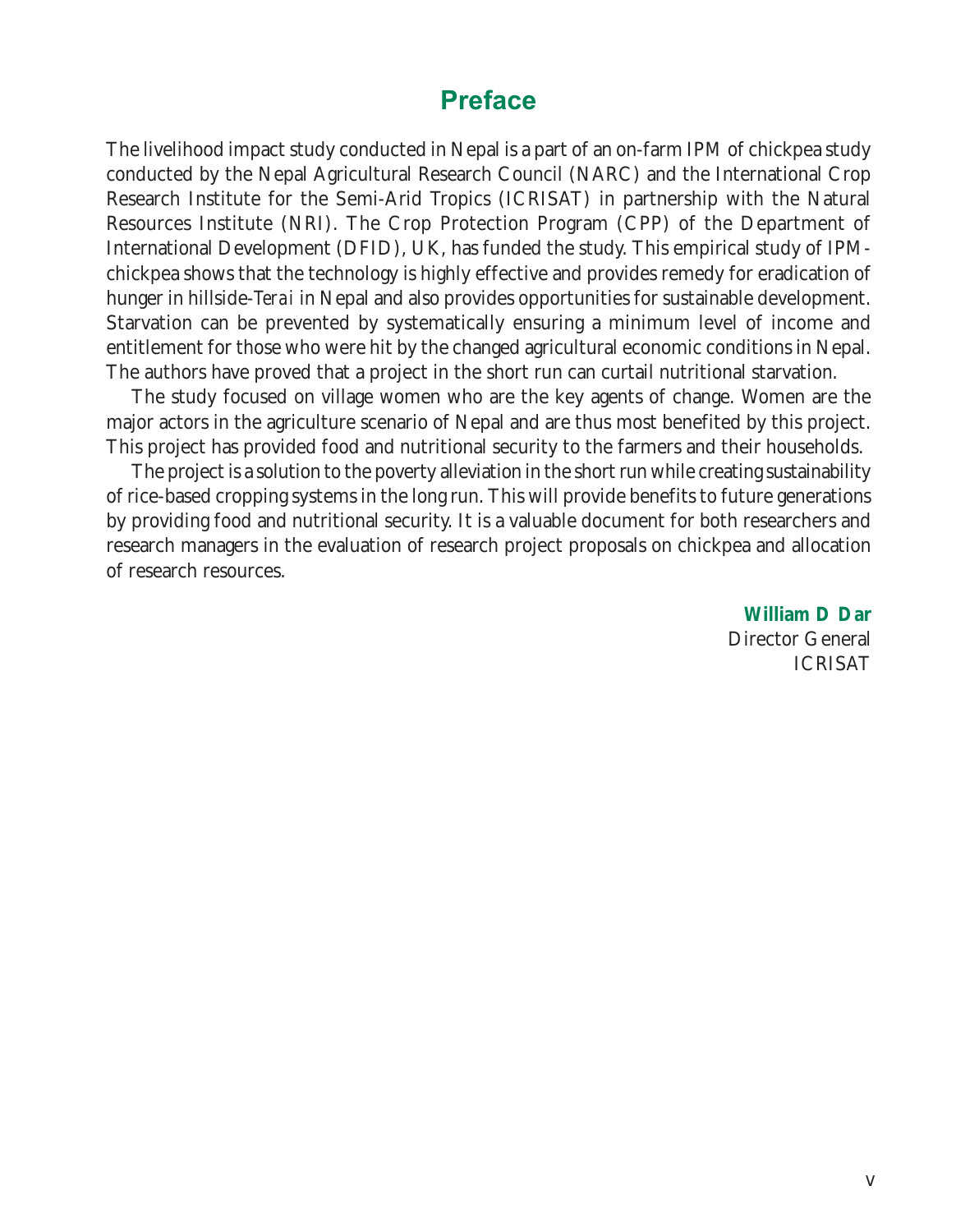# Preface

The livelihood impact study conducted in Nepal is a part of an on-farm IPM of chickpea study conducted by the Nepal Agricultural Research Council (NARC) and the International Crop Research Institute for the Semi-Arid Tropics (ICRISAT) in partnership with the Natural Resources Institute (NRI). The Crop Protection Program (CPP) of the Department of International Development (DFID), UK, has funded the study. This empirical study of IPM-chickpea shows that the technology is highly effective and provides remedy for eradication of hunger in hillside-*Terai* in Nepal and also provides opportunities for sustainable development. Starvation can be prevented by systematically ensuring a minimum level of income and entitlement for those who were hit by the changed agricultural economic conditions in Nepal. The authors have proved that a project in the short run can curtail nutritional starvation.

The study focused on village women who are the key agents of change. Women are the major actors in the agriculture scenario of Nepal and are thus most benefited by this project. This project has provided food and nutritional security to the farmers and their households.

The project is a solution to the poverty alleviation in the short run while creating sustainability of rice-based cropping systems in the long run. This will provide benefits to future generations by providing food and nutritional security. It is a valuable document for both researchers and research managers in the evaluation of research project proposals on chickpea and allocation of research resources.

**William D Dar**
Director General
ICRISAT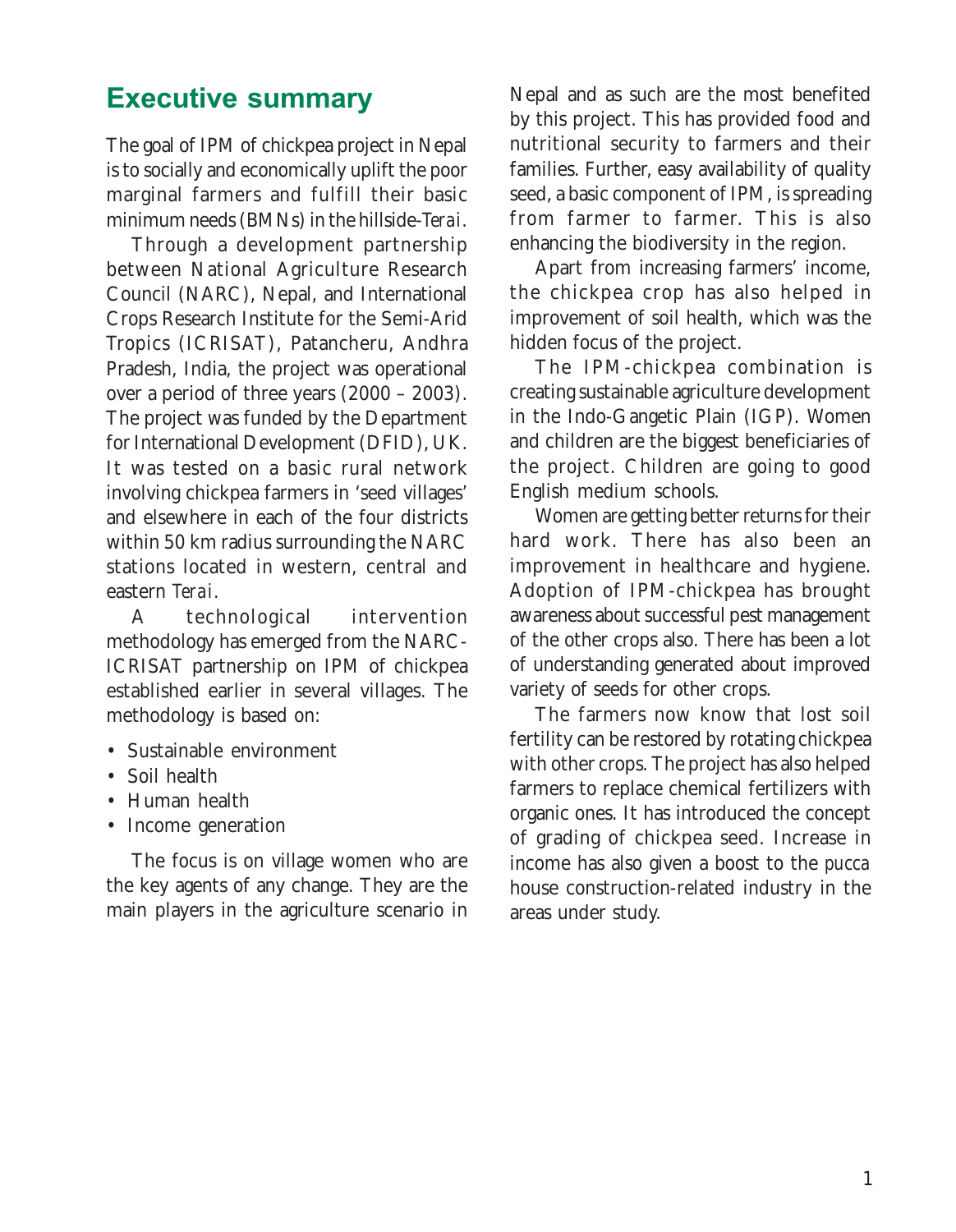## Executive summary

The goal of IPM of chickpea project in Nepal is to socially and economically uplift the poor marginal farmers and fulfill their basic minimum needs (BMNs) in the hillside-*Terai*.

Through a development partnership between National Agriculture Research Council (NARC), Nepal, and International Crops Research Institute for the Semi-Arid Tropics (ICRISAT), Patancheru, Andhra Pradesh, India, the project was operational over a period of three years (2000 – 2003). The project was funded by the Department for International Development (DFID), UK. It was tested on a basic rural network involving chickpea farmers in 'seed villages' and elsewhere in each of the four districts within 50 km radius surrounding the NARC stations located in western, central and eastern *Terai*.

A technological intervention methodology has emerged from the NARC-ICRISAT partnership on IPM of chickpea established earlier in several villages. The methodology is based on:

- Sustainable environment
- Soil health
- Human health
- Income generation

The focus is on village women who are the key agents of any change. They are the main players in the agriculture scenario in Nepal and as such are the most benefited by this project. This has provided food and nutritional security to farmers and their families. Further, easy availability of quality seed, a basic component of IPM, is spreading from farmer to farmer. This is also enhancing the biodiversity in the region.

Apart from increasing farmers' income, the chickpea crop has also helped in improvement of soil health, which was the hidden focus of the project.

The IPM-chickpea combination is creating sustainable agriculture development in the Indo-Gangetic Plain (IGP). Women and children are the biggest beneficiaries of the project. Children are going to good English medium schools.

Women are getting better returns for their hard work. There has also been an improvement in healthcare and hygiene. Adoption of IPM-chickpea has brought awareness about successful pest management of the other crops also. There has been a lot of understanding generated about improved variety of seeds for other crops.

The farmers now know that lost soil fertility can be restored by rotating chickpea with other crops. The project has also helped farmers to replace chemical fertilizers with organic ones. It has introduced the concept of grading of chickpea seed. Increase in income has also given a boost to the *pucca* house construction-related industry in the areas under study.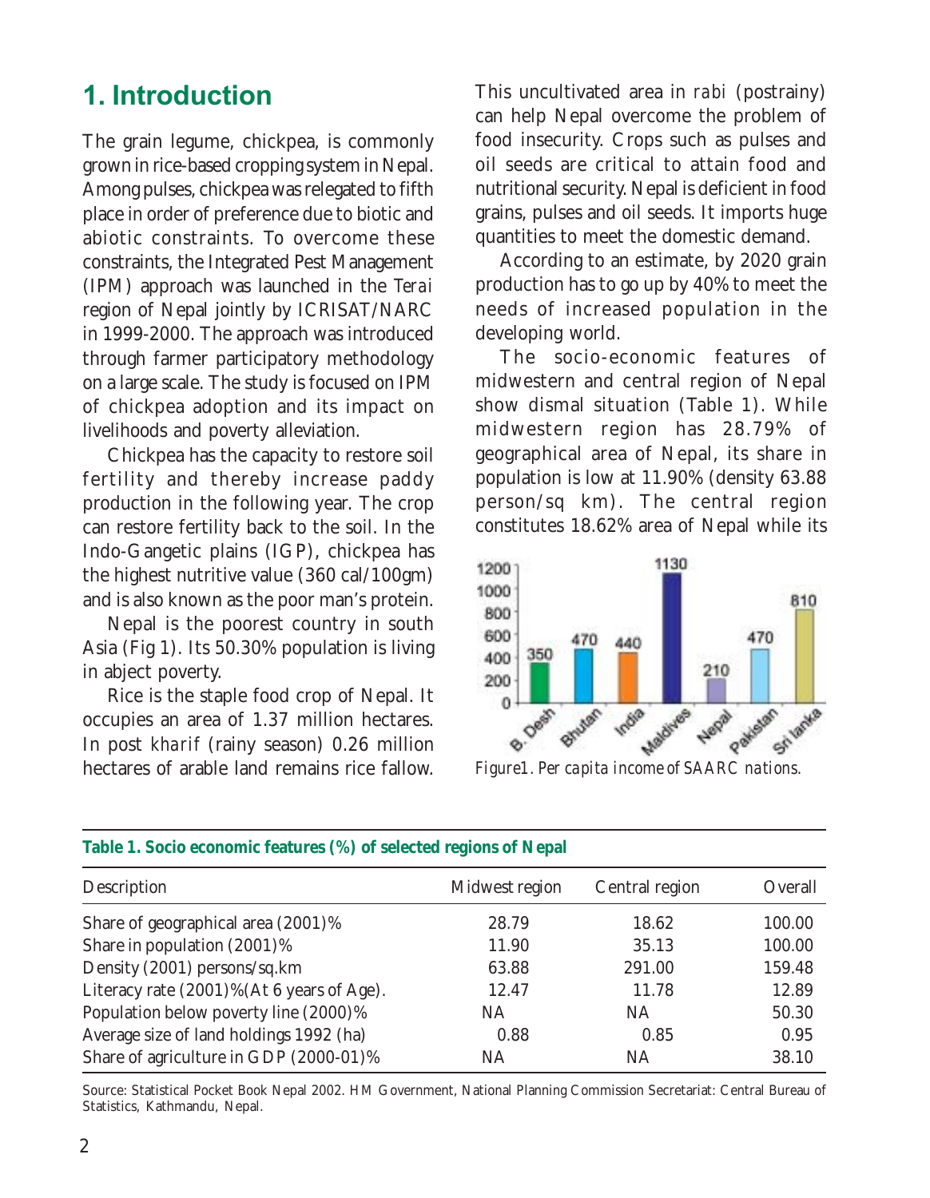# 1. Introduction

The grain legume, chickpea, is commonly grown in rice-based cropping system in Nepal. Among pulses, chickpea was relegated to fifth place in order of preference due to biotic and abiotic constraints. To overcome these constraints, the Integrated Pest Management (IPM) approach was launched in the *Terai* region of Nepal jointly by ICRISAT/NARC in 1999-2000. The approach was introduced through farmer participatory methodology on a large scale. The study is focused on IPM of chickpea adoption and its impact on livelihoods and poverty alleviation.

Chickpea has the capacity to restore soil fertility and thereby increase paddy production in the following year. The crop can restore fertility back to the soil. In the Indo-Gangetic plains (IGP), chickpea has the highest nutritive value (360 cal/100gm) and is also known as the poor man's protein.

Nepal is the poorest country in south Asia (Fig 1). Its 50.30% population is living in abject poverty.

Rice is the staple food crop of Nepal. It occupies an area of 1.37 million hectares. In post *kharif* (rainy season) 0.26 million hectares of arable land remains rice fallow. This uncultivated area in *rabi* (postrainy) can help Nepal overcome the problem of food insecurity. Crops such as pulses and oil seeds are critical to attain food and nutritional security. Nepal is deficient in food grains, pulses and oil seeds. It imports huge quantities to meet the domestic demand.

According to an estimate, by 2020 grain production has to go up by 40% to meet the needs of increased population in the developing world.

The socio-economic features of midwestern and central region of Nepal show dismal situation (Table 1). While midwestern region has 28.79% of geographical area of Nepal, its share in population is low at 11.90% (density 63.88 person/sq km). The central region constitutes 18.62% area of Nepal while its

| Country | Per capita income |
|---|---|
| B. Desh | 350 |
| Bhutan | 470 |
| India | 440 |
| Maldives | 1130 |
| Nepal | 210 |
| Pakistan | 470 |
| Sri lanka | 810 |

*Figure1. Per capita income of SAARC nations.*

**Table 1. Socio economic features (%) of selected regions of Nepal**

| Description | Midwest region | Central region | Overall |
|---|---|---|---|
| Share of geographical area (2001)% | 28.79 | 18.62 | 100.00 |
| Share in population (2001)% | 11.90 | 35.13 | 100.00 |
| Density (2001) persons/sq.km | 63.88 | 291.00 | 159.48 |
| Literacy rate (2001)%(At 6 years of Age). | 12.47 | 11.78 | 12.89 |
| Population below poverty line (2000)% | NA | NA | 50.30 |
| Average size of land holdings 1992 (ha) | 0.88 | 0.85 | 0.95 |
| Share of agriculture in GDP (2000-01)% | NA | NA | 38.10 |

Source: Statistical Pocket Book Nepal 2002. HM Government, National Planning Commission Secretariat: Central Bureau of Statistics, Kathmandu, Nepal.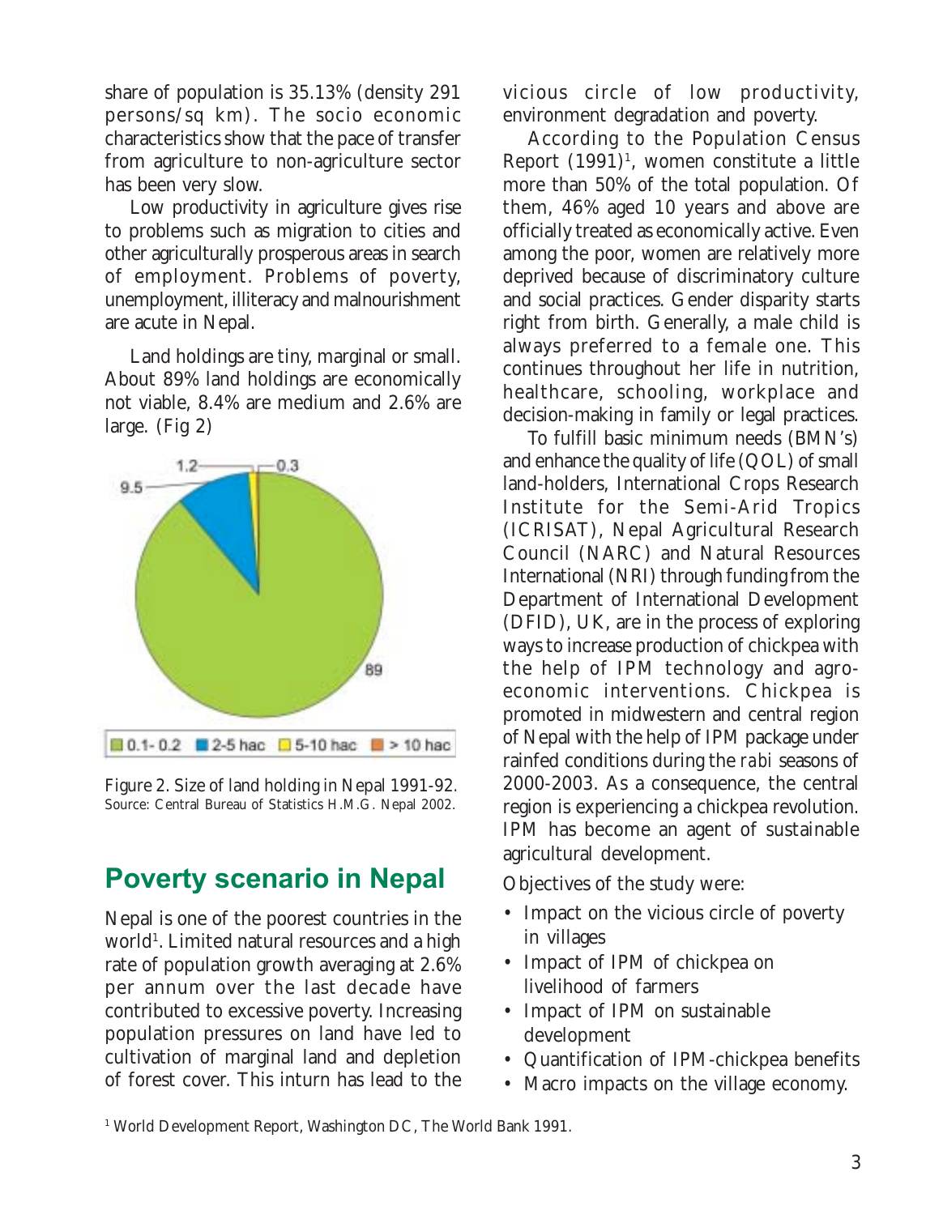share of population is 35.13% (density 291 persons/sq km). The socio economic characteristics show that the pace of transfer from agriculture to non-agriculture sector has been very slow.

Low productivity in agriculture gives rise to problems such as migration to cities and other agriculturally prosperous areas in search of employment. Problems of poverty, unemployment, illiteracy and malnourishment are acute in Nepal.

Land holdings are tiny, marginal or small. About 89% land holdings are economically not viable, 8.4% are medium and 2.6% are large. (Fig 2)

Figure 2. Size of land holding in Nepal 1991-92. Source: Central Bureau of Statistics H.M.G. Nepal 2002.

## Poverty scenario in Nepal

Nepal is one of the poorest countries in the world[1]. Limited natural resources and a high rate of population growth averaging at 2.6% per annum over the last decade have contributed to excessive poverty. Increasing population pressures on land have led to cultivation of marginal land and depletion of forest cover. This inturn has lead to the vicious circle of low productivity, environment degradation and poverty.

According to the Population Census Report (1991)[1], women constitute a little more than 50% of the total population. Of them, 46% aged 10 years and above are officially treated as economically active. Even among the poor, women are relatively more deprived because of discriminatory culture and social practices. Gender disparity starts right from birth. Generally, a male child is always preferred to a female one. This continues throughout her life in nutrition, healthcare, schooling, workplace and decision-making in family or legal practices.

To fulfill basic minimum needs (BMN's) and enhance the quality of life (QOL) of small land-holders, International Crops Research Institute for the Semi-Arid Tropics (ICRISAT), Nepal Agricultural Research Council (NARC) and Natural Resources International (NRI) through funding from the Department of International Development (DFID), UK, are in the process of exploring ways to increase production of chickpea with the help of IPM technology and agro-economic interventions. Chickpea is promoted in midwestern and central region of Nepal with the help of IPM package under rainfed conditions during the *rabi* seasons of 2000-2003. As a consequence, the central region is experiencing a chickpea revolution. IPM has become an agent of sustainable agricultural development.

Objectives of the study were:

- Impact on the vicious circle of poverty in villages
- Impact of IPM of chickpea on livelihood of farmers
- Impact of IPM on sustainable development
- Quantification of IPM-chickpea benefits
- Macro impacts on the village economy.

[1] World Development Report, Washington DC, The World Bank 1991.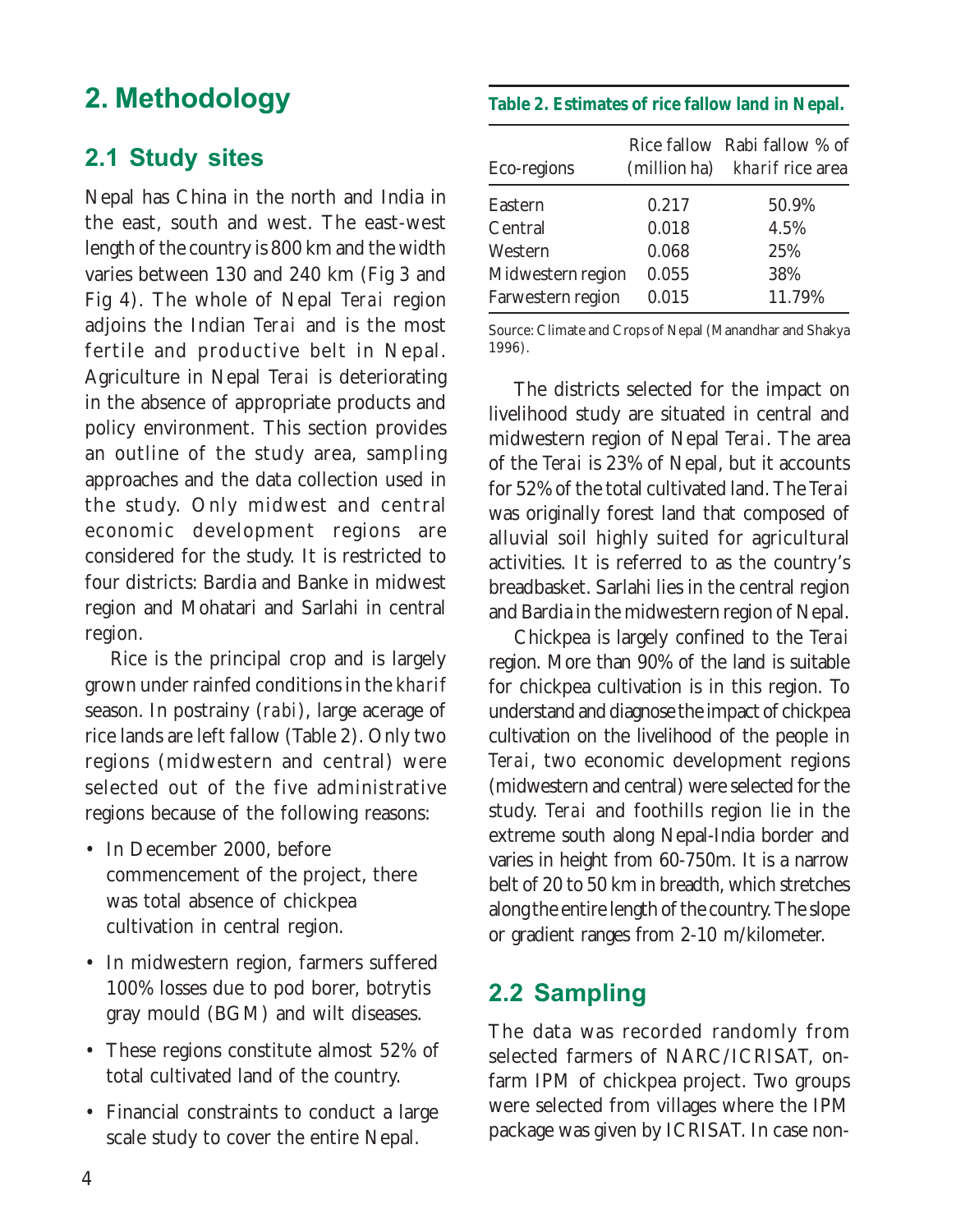## 2. Methodology

### 2.1 Study sites

Nepal has China in the north and India in the east, south and west. The east-west length of the country is 800 km and the width varies between 130 and 240 km (Fig 3 and Fig 4). The whole of Nepal *Terai* region adjoins the Indian *Terai* and is the most fertile and productive belt in Nepal. Agriculture in Nepal *Terai* is deteriorating in the absence of appropriate products and policy environment. This section provides an outline of the study area, sampling approaches and the data collection used in the study. Only midwest and central economic development regions are considered for the study. It is restricted to four districts: Bardia and Banke in midwest region and Mohatari and Sarlahi in central region.

Rice is the principal crop and is largely grown under rainfed conditions in the *kharif* season. In postrainy (*rabi*), large acerage of rice lands are left fallow (Table 2). Only two regions (midwestern and central) were selected out of the five administrative regions because of the following reasons:

- In December 2000, before commencement of the project, there was total absence of chickpea cultivation in central region.
- In midwestern region, farmers suffered 100% losses due to pod borer, botrytis gray mould (BGM) and wilt diseases.
- These regions constitute almost 52% of total cultivated land of the country.
- Financial constraints to conduct a large scale study to cover the entire Nepal.

**Table 2. Estimates of rice fallow land in Nepal.**

| Eco-regions | Rice fallow (million ha) | Rabi fallow % of *kharif* rice area |
|---|---|---|
| Eastern | 0.217 | 50.9% |
| Central | 0.018 | 4.5% |
| Western | 0.068 | 25% |
| Midwestern region | 0.055 | 38% |
| Farwestern region | 0.015 | 11.79% |

Source: Climate and Crops of Nepal (Manandhar and Shakya 1996).

The districts selected for the impact on livelihood study are situated in central and midwestern region of Nepal *Terai*. The area of the *Terai* is 23% of Nepal, but it accounts for 52% of the total cultivated land. The *Terai* was originally forest land that composed of alluvial soil highly suited for agricultural activities. It is referred to as the country's breadbasket. Sarlahi lies in the central region and Bardia in the midwestern region of Nepal.

Chickpea is largely confined to the *Terai* region. More than 90% of the land is suitable for chickpea cultivation is in this region. To understand and diagnose the impact of chickpea cultivation on the livelihood of the people in *Terai*, two economic development regions (midwestern and central) were selected for the study. *Terai* and foothills region lie in the extreme south along Nepal-India border and varies in height from 60-750m. It is a narrow belt of 20 to 50 km in breadth, which stretches along the entire length of the country. The slope or gradient ranges from 2-10 m/kilometer.

### 2.2 Sampling

The data was recorded randomly from selected farmers of NARC/ICRISAT, on-farm IPM of chickpea project. Two groups were selected from villages where the IPM package was given by ICRISAT. In case non-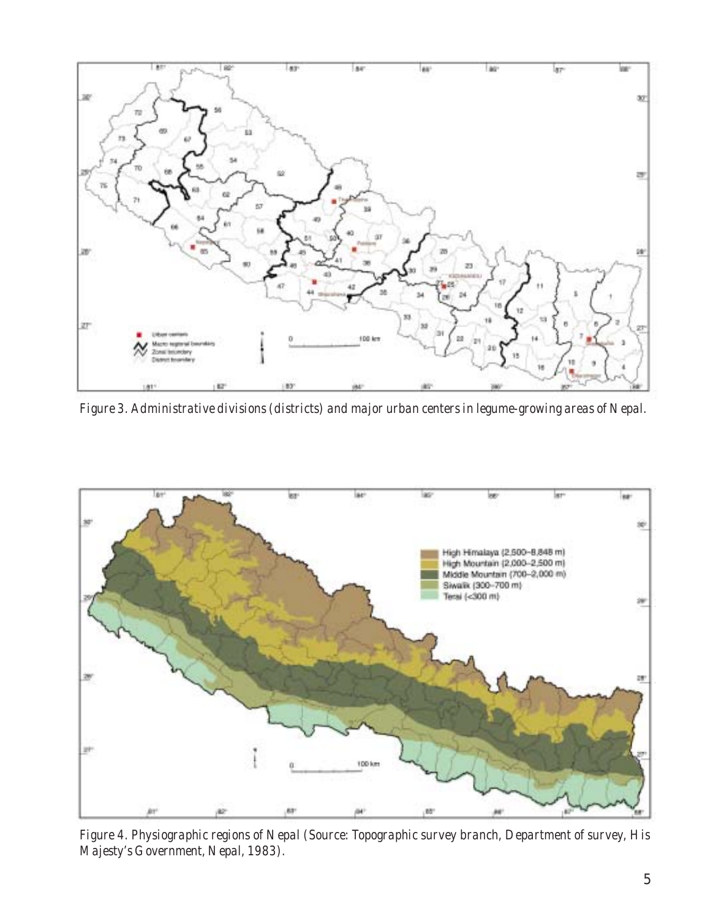Figure 3. Administrative divisions (districts) and major urban centers in legume-growing areas of Nepal.

Figure 4. Physiographic regions of Nepal (Source: Topographic survey branch, Department of survey, His Majesty's Government, Nepal, 1983).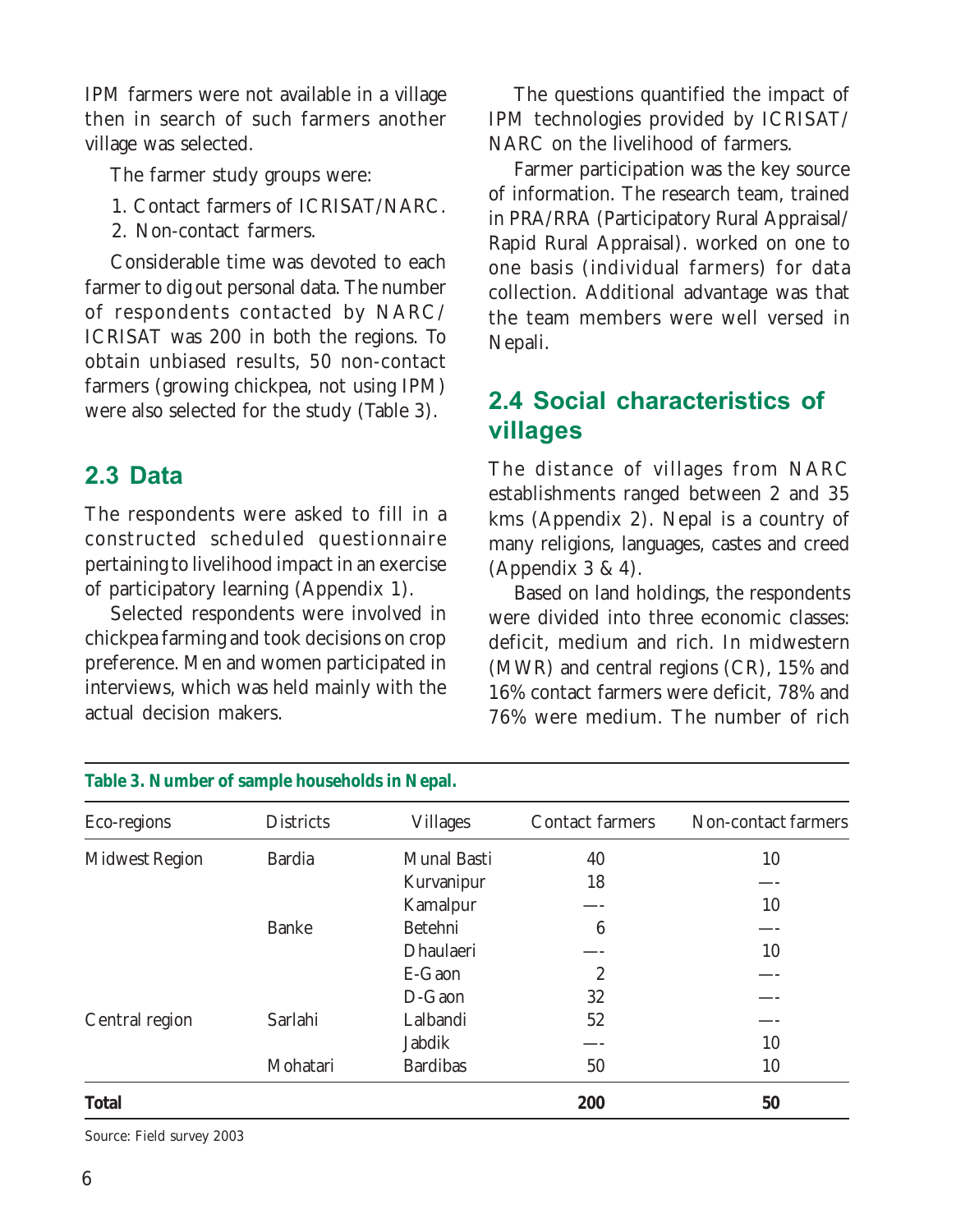IPM farmers were not available in a village then in search of such farmers another village was selected.

The farmer study groups were:

1. Contact farmers of ICRISAT/NARC.
2. Non-contact farmers.

Considerable time was devoted to each farmer to dig out personal data. The number of respondents contacted by NARC/ ICRISAT was 200 in both the regions. To obtain unbiased results, 50 non-contact farmers (growing chickpea, not using IPM) were also selected for the study (Table 3).

## 2.3 Data

The respondents were asked to fill in a constructed scheduled questionnaire pertaining to livelihood impact in an exercise of participatory learning (Appendix 1).

Selected respondents were involved in chickpea farming and took decisions on crop preference. Men and women participated in interviews, which was held mainly with the actual decision makers.

The questions quantified the impact of IPM technologies provided by ICRISAT/ NARC on the livelihood of farmers.

Farmer participation was the key source of information. The research team, trained in PRA/RRA (Participatory Rural Appraisal/ Rapid Rural Appraisal). worked on one to one basis (individual farmers) for data collection. Additional advantage was that the team members were well versed in Nepali.

## 2.4 Social characteristics of villages

The distance of villages from NARC establishments ranged between 2 and 35 kms (Appendix 2). Nepal is a country of many religions, languages, castes and creed (Appendix 3 & 4).

Based on land holdings, the respondents were divided into three economic classes: deficit, medium and rich. In midwestern (MWR) and central regions (CR), 15% and 16% contact farmers were deficit, 78% and 76% were medium. The number of rich

**Table 3. Number of sample households in Nepal.**

| Eco-regions | Districts | Villages | Contact farmers | Non-contact farmers |
|---|---|---|---|---|
| Midwest Region | Bardia | Munal Basti | 40 | 10 |
| | | Kurvanipur | 18 | —- |
| | | Kamalpur | —- | 10 |
| | Banke | Betehni | 6 | —- |
| | | Dhaulaeri | —- | 10 |
| | | E-Gaon | 2 | —- |
| | | D-Gaon | 32 | —- |
| Central region | Sarlahi | Lalbandi | 52 | —- |
| | | Jabdik | —- | 10 |
| | Mohatari | Bardibas | 50 | 10 |
| **Total** | | | **200** | **50** |

Source: Field survey 2003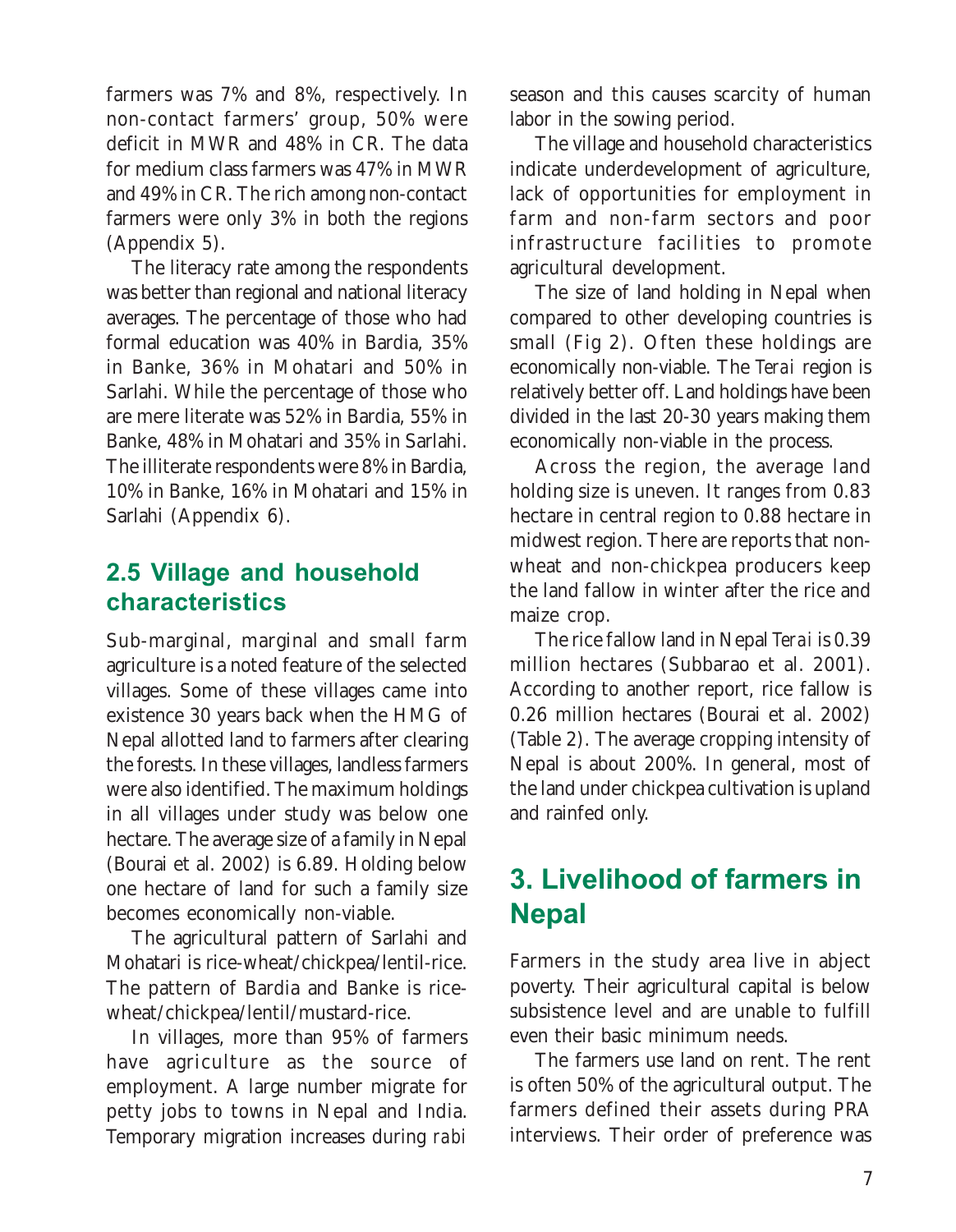farmers was 7% and 8%, respectively. In non-contact farmers' group, 50% were deficit in MWR and 48% in CR. The data for medium class farmers was 47% in MWR and 49% in CR. The rich among non-contact farmers were only 3% in both the regions (Appendix 5).

The literacy rate among the respondents was better than regional and national literacy averages. The percentage of those who had formal education was 40% in Bardia, 35% in Banke, 36% in Mohatari and 50% in Sarlahi. While the percentage of those who are mere literate was 52% in Bardia, 55% in Banke, 48% in Mohatari and 35% in Sarlahi. The illiterate respondents were 8% in Bardia, 10% in Banke, 16% in Mohatari and 15% in Sarlahi (Appendix 6).

## 2.5 Village and household characteristics

Sub-marginal, marginal and small farm agriculture is a noted feature of the selected villages. Some of these villages came into existence 30 years back when the HMG of Nepal allotted land to farmers after clearing the forests. In these villages, landless farmers were also identified. The maximum holdings in all villages under study was below one hectare. The average size of a family in Nepal (Bourai et al. 2002) is 6.89. Holding below one hectare of land for such a family size becomes economically non-viable.

The agricultural pattern of Sarlahi and Mohatari is rice-wheat/chickpea/lentil-rice. The pattern of Bardia and Banke is rice-wheat/chickpea/lentil/mustard-rice.

In villages, more than 95% of farmers have agriculture as the source of employment. A large number migrate for petty jobs to towns in Nepal and India. Temporary migration increases during *rabi* season and this causes scarcity of human labor in the sowing period.

The village and household characteristics indicate underdevelopment of agriculture, lack of opportunities for employment in farm and non-farm sectors and poor infrastructure facilities to promote agricultural development.

The size of land holding in Nepal when compared to other developing countries is small (Fig 2). Often these holdings are economically non-viable. The *Terai* region is relatively better off. Land holdings have been divided in the last 20-30 years making them economically non-viable in the process.

Across the region, the average land holding size is uneven. It ranges from 0.83 hectare in central region to 0.88 hectare in midwest region. There are reports that non-wheat and non-chickpea producers keep the land fallow in winter after the rice and maize crop.

The rice fallow land in Nepal *Terai* is 0.39 million hectares (Subbarao et al. 2001). According to another report, rice fallow is 0.26 million hectares (Bourai et al. 2002) (Table 2). The average cropping intensity of Nepal is about 200%. In general, most of the land under chickpea cultivation is upland and rainfed only.

# 3. Livelihood of farmers in Nepal

Farmers in the study area live in abject poverty. Their agricultural capital is below subsistence level and are unable to fulfill even their basic minimum needs.

The farmers use land on rent. The rent is often 50% of the agricultural output. The farmers defined their assets during PRA interviews. Their order of preference was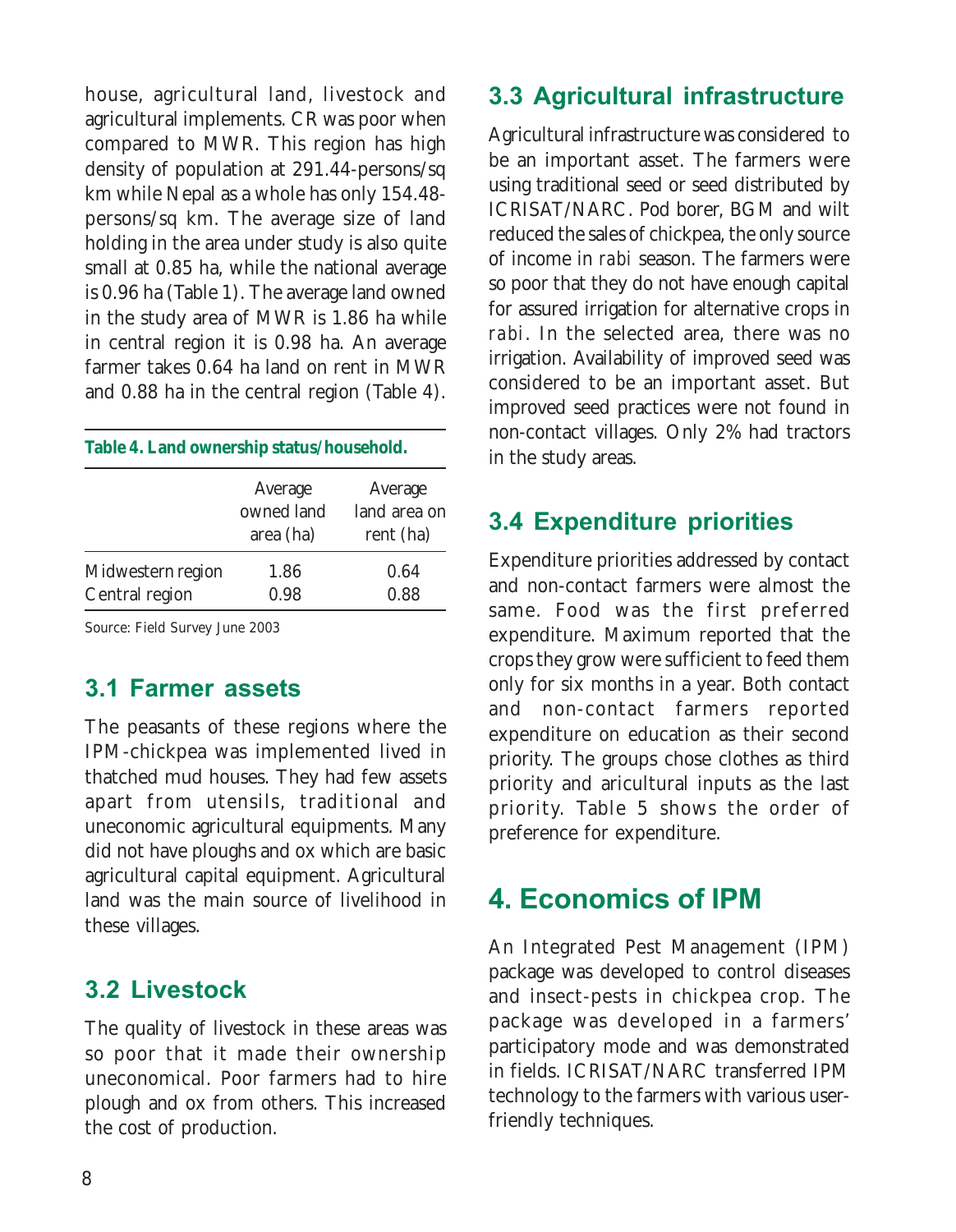house, agricultural land, livestock and agricultural implements. CR was poor when compared to MWR. This region has high density of population at 291.44-persons/sq km while Nepal as a whole has only 154.48-persons/sq km. The average size of land holding in the area under study is also quite small at 0.85 ha, while the national average is 0.96 ha (Table 1). The average land owned in the study area of MWR is 1.86 ha while in central region it is 0.98 ha. An average farmer takes 0.64 ha land on rent in MWR and 0.88 ha in the central region (Table 4).

**Table 4. Land ownership status/household.**

| | Average owned land area (ha) | Average land area on rent (ha) |
|---|---|---|
| Midwestern region | 1.86 | 0.64 |
| Central region | 0.98 | 0.88 |

Source: Field Survey June 2003

## 3.1 Farmer assets

The peasants of these regions where the IPM-chickpea was implemented lived in thatched mud houses. They had few assets apart from utensils, traditional and uneconomic agricultural equipments. Many did not have ploughs and ox which are basic agricultural capital equipment. Agricultural land was the main source of livelihood in these villages.

## 3.2 Livestock

The quality of livestock in these areas was so poor that it made their ownership uneconomical. Poor farmers had to hire plough and ox from others. This increased the cost of production.

## 3.3 Agricultural infrastructure

Agricultural infrastructure was considered to be an important asset. The farmers were using traditional seed or seed distributed by ICRISAT/NARC. Pod borer, BGM and wilt reduced the sales of chickpea, the only source of income in *rabi* season. The farmers were so poor that they do not have enough capital for assured irrigation for alternative crops in *rabi*. In the selected area, there was no irrigation. Availability of improved seed was considered to be an important asset. But improved seed practices were not found in non-contact villages. Only 2% had tractors in the study areas.

## 3.4 Expenditure priorities

Expenditure priorities addressed by contact and non-contact farmers were almost the same. Food was the first preferred expenditure. Maximum reported that the crops they grow were sufficient to feed them only for six months in a year. Both contact and non-contact farmers reported expenditure on education as their second priority. The groups chose clothes as third priority and aricultural inputs as the last priority. Table 5 shows the order of preference for expenditure.

# 4. Economics of IPM

An Integrated Pest Management (IPM) package was developed to control diseases and insect-pests in chickpea crop. The package was developed in a farmers' participatory mode and was demonstrated in fields. ICRISAT/NARC transferred IPM technology to the farmers with various user-friendly techniques.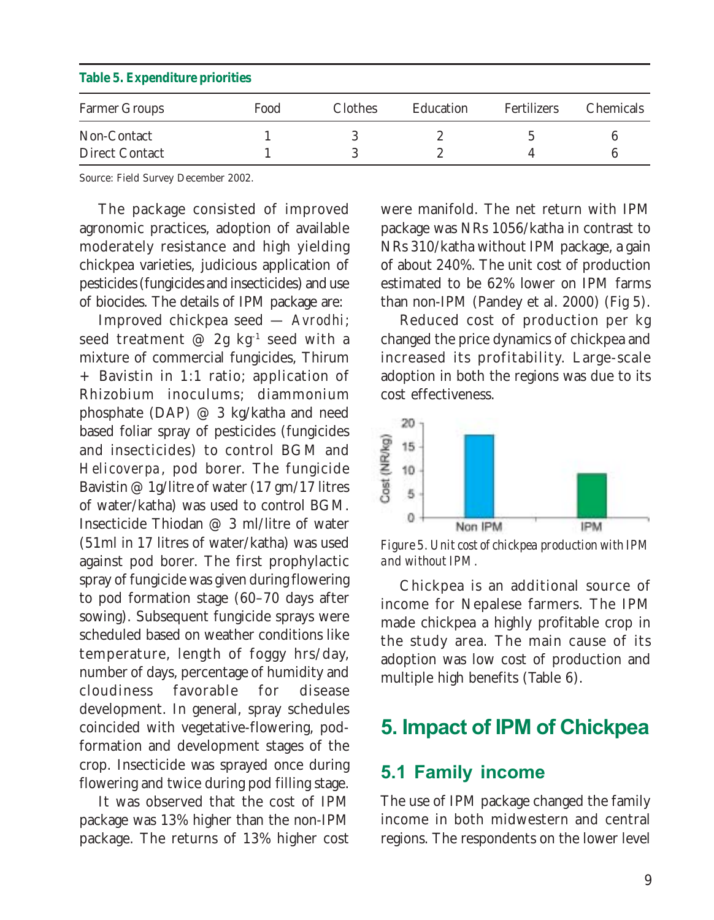**Table 5. Expenditure priorities**

| Farmer Groups | Food | Clothes | Education | Fertilizers | Chemicals |
|---|---|---|---|---|---|
| Non-Contact | 1 | 3 | 2 | 5 | 6 |
| Direct Contact | 1 | 3 | 2 | 4 | 6 |

Source: Field Survey December 2002.

The package consisted of improved agronomic practices, adoption of available moderately resistance and high yielding chickpea varieties, judicious application of pesticides (fungicides and insecticides) and use of biocides. The details of IPM package are:

Improved chickpea seed — *Avrodhi*; seed treatment @ 2g $kg^{-1}$ seed with a mixture of commercial fungicides, Thirum + Bavistin in 1:1 ratio; application of Rhizobium inoculums; diammonium phosphate (DAP) @ 3 kg/katha and need based foliar spray of pesticides (fungicides and insecticides) to control BGM and *Helicoverpa*, pod borer. The fungicide Bavistin @ 1g/litre of water (17 gm/17 litres of water/katha) was used to control BGM. Insecticide Thiodan @ 3 ml/litre of water (51ml in 17 litres of water/katha) was used against pod borer. The first prophylactic spray of fungicide was given during flowering to pod formation stage (60–70 days after sowing). Subsequent fungicide sprays were scheduled based on weather conditions like temperature, length of foggy hrs/day, number of days, percentage of humidity and cloudiness favorable for disease development. In general, spray schedules coincided with vegetative-flowering, pod-formation and development stages of the crop. Insecticide was sprayed once during flowering and twice during pod filling stage.

It was observed that the cost of IPM package was 13% higher than the non-IPM package. The returns of 13% higher cost were manifold. The net return with IPM package was NRs 1056/katha in contrast to NRs 310/katha without IPM package, a gain of about 240%. The unit cost of production estimated to be 62% lower on IPM farms than non-IPM (Pandey et al. 2000) (Fig 5).

Reduced cost of production per kg changed the price dynamics of chickpea and increased its profitability. Large-scale adoption in both the regions was due to its cost effectiveness.

*Figure 5. Unit cost of chickpea production with IPM and without IPM.*

Chickpea is an additional source of income for Nepalese farmers. The IPM made chickpea a highly profitable crop in the study area. The main cause of its adoption was low cost of production and multiple high benefits (Table 6).

# 5. Impact of IPM of Chickpea

## 5.1 Family income

The use of IPM package changed the family income in both midwestern and central regions. The respondents on the lower level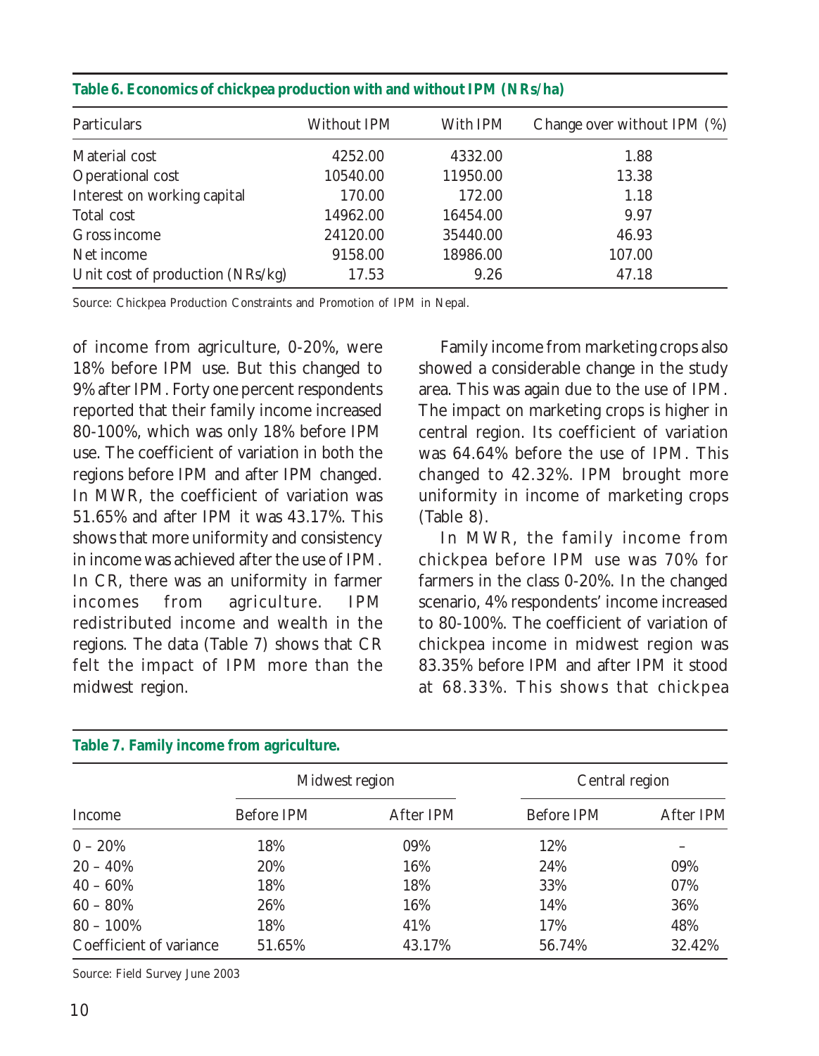**Table 6. Economics of chickpea production with and without IPM (NRs/ha)**

| Particulars | Without IPM | With IPM | Change over without IPM (%) |
|---|---|---|---|
| Material cost | 4252.00 | 4332.00 | 1.88 |
| Operational cost | 10540.00 | 11950.00 | 13.38 |
| Interest on working capital | 170.00 | 172.00 | 1.18 |
| Total cost | 14962.00 | 16454.00 | 9.97 |
| Gross income | 24120.00 | 35440.00 | 46.93 |
| Net income | 9158.00 | 18986.00 | 107.00 |
| Unit cost of production (NRs/kg) | 17.53 | 9.26 | 47.18 |

Source: Chickpea Production Constraints and Promotion of IPM in Nepal.

of income from agriculture, 0-20%, were 18% before IPM use. But this changed to 9% after IPM. Forty one percent respondents reported that their family income increased 80-100%, which was only 18% before IPM use. The coefficient of variation in both the regions before IPM and after IPM changed. In MWR, the coefficient of variation was 51.65% and after IPM it was 43.17%. This shows that more uniformity and consistency in income was achieved after the use of IPM. In CR, there was an uniformity in farmer incomes from agriculture. IPM redistributed income and wealth in the regions. The data (Table 7) shows that CR felt the impact of IPM more than the midwest region.

Family income from marketing crops also showed a considerable change in the study area. This was again due to the use of IPM. The impact on marketing crops is higher in central region. Its coefficient of variation was 64.64% before the use of IPM. This changed to 42.32%. IPM brought more uniformity in income of marketing crops (Table 8).

In MWR, the family income from chickpea before IPM use was 70% for farmers in the class 0-20%. In the changed scenario, 4% respondents' income increased to 80-100%. The coefficient of variation of chickpea income in midwest region was 83.35% before IPM and after IPM it stood at 68.33%. This shows that chickpea

**Table 7. Family income from agriculture.**

| Income | Midwest region | | Central region | |
|---|---|---|---|---|
| | Before IPM | After IPM | Before IPM | After IPM |
| 0 – 20% | 18% | 09% | 12% | – |
| 20 – 40% | 20% | 16% | 24% | 09% |
| 40 – 60% | 18% | 18% | 33% | 07% |
| 60 – 80% | 26% | 16% | 14% | 36% |
| 80 – 100% | 18% | 41% | 17% | 48% |
| Coefficient of variance | 51.65% | 43.17% | 56.74% | 32.42% |

Source: Field Survey June 2003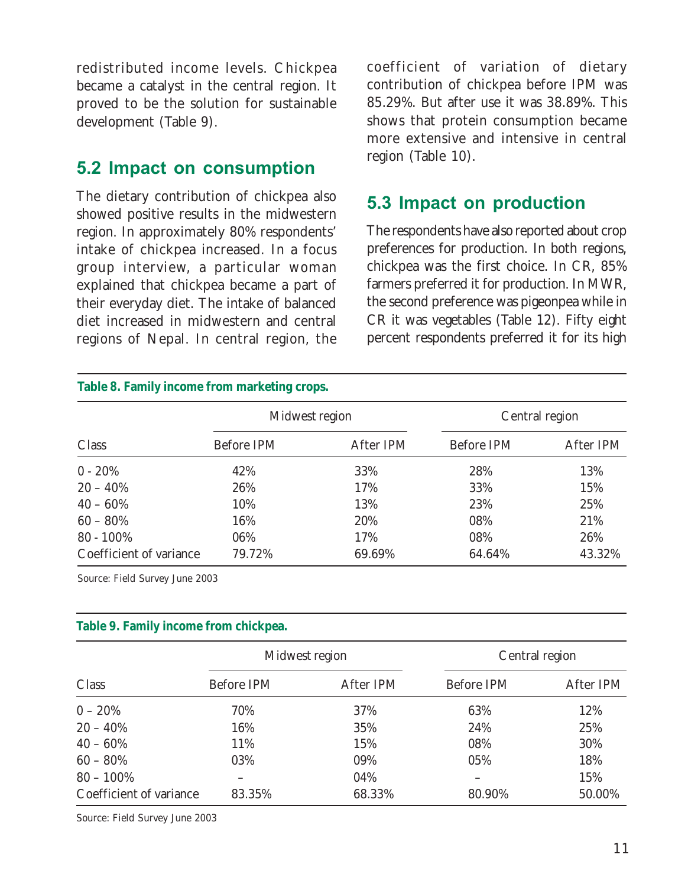redistributed income levels. Chickpea became a catalyst in the central region. It proved to be the solution for sustainable development (Table 9).

## 5.2 Impact on consumption

The dietary contribution of chickpea also showed positive results in the midwestern region. In approximately 80% respondents' intake of chickpea increased. In a focus group interview, a particular woman explained that chickpea became a part of their everyday diet. The intake of balanced diet increased in midwestern and central regions of Nepal. In central region, the coefficient of variation of dietary contribution of chickpea before IPM was 85.29%. But after use it was 38.89%. This shows that protein consumption became more extensive and intensive in central region (Table 10).

## 5.3 Impact on production

The respondents have also reported about crop preferences for production. In both regions, chickpea was the first choice. In CR, 85% farmers preferred it for production. In MWR, the second preference was pigeonpea while in CR it was vegetables (Table 12). Fifty eight percent respondents preferred it for its high

**Table 8. Family income from marketing crops.**

| Class | Midwest region | | Central region | |
|---|---|---|---|---|
| | Before IPM | After IPM | Before IPM | After IPM |
| 0 - 20% | 42% | 33% | 28% | 13% |
| 20 – 40% | 26% | 17% | 33% | 15% |
| 40 – 60% | 10% | 13% | 23% | 25% |
| 60 – 80% | 16% | 20% | 08% | 21% |
| 80 - 100% | 06% | 17% | 08% | 26% |
| Coefficient of variance | 79.72% | 69.69% | 64.64% | 43.32% |

Source: Field Survey June 2003

**Table 9. Family income from chickpea.**

| Class | Midwest region | | Central region | |
|---|---|---|---|---|
| | Before IPM | After IPM | Before IPM | After IPM |
| 0 – 20% | 70% | 37% | 63% | 12% |
| 20 – 40% | 16% | 35% | 24% | 25% |
| 40 – 60% | 11% | 15% | 08% | 30% |
| 60 – 80% | 03% | 09% | 05% | 18% |
| 80 – 100% | – | 04% | – | 15% |
| Coefficient of variance | 83.35% | 68.33% | 80.90% | 50.00% |

Source: Field Survey June 2003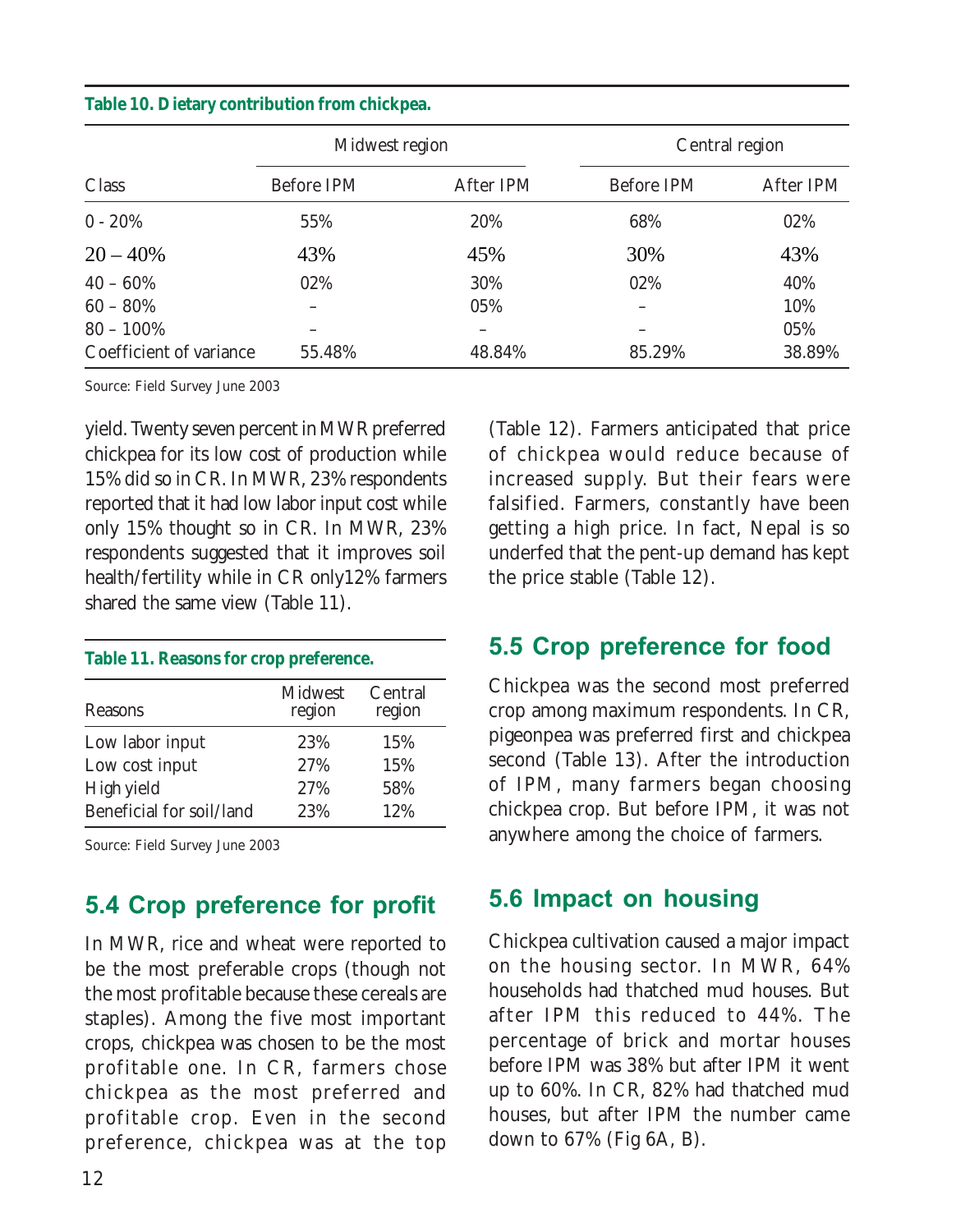**Table 10. Dietary contribution from chickpea.**

| Class | Midwest region | | Central region | |
|---|---|---|---|---|
| | Before IPM | After IPM | Before IPM | After IPM |
| 0 - 20% | 55% | 20% | 68% | 02% |
| 20 – 40% | 43% | 45% | 30% | 43% |
| 40 – 60% | 02% | 30% | 02% | 40% |
| 60 – 80% | – | 05% | – | 10% |
| 80 – 100% | – | – | – | 05% |
| Coefficient of variance | 55.48% | 48.84% | 85.29% | 38.89% |

Source: Field Survey June 2003

yield. Twenty seven percent in MWR preferred chickpea for its low cost of production while 15% did so in CR. In MWR, 23% respondents reported that it had low labor input cost while only 15% thought so in CR. In MWR, 23% respondents suggested that it improves soil health/fertility while in CR only12% farmers shared the same view (Table 11).

**Table 11. Reasons for crop preference.**

| Reasons | Midwest region | Central region |
|---|---|---|
| Low labor input | 23% | 15% |
| Low cost input | 27% | 15% |
| High yield | 27% | 58% |
| Beneficial for soil/land | 23% | 12% |

Source: Field Survey June 2003

## 5.4 Crop preference for profit

In MWR, rice and wheat were reported to be the most preferable crops (though not the most profitable because these cereals are staples). Among the five most important crops, chickpea was chosen to be the most profitable one. In CR, farmers chose chickpea as the most preferred and profitable crop. Even in the second preference, chickpea was at the top (Table 12). Farmers anticipated that price of chickpea would reduce because of increased supply. But their fears were falsified. Farmers, constantly have been getting a high price. In fact, Nepal is so underfed that the pent-up demand has kept the price stable (Table 12).

## 5.5 Crop preference for food

Chickpea was the second most preferred crop among maximum respondents. In CR, pigeonpea was preferred first and chickpea second (Table 13). After the introduction of IPM, many farmers began choosing chickpea crop. But before IPM, it was not anywhere among the choice of farmers.

## 5.6 Impact on housing

Chickpea cultivation caused a major impact on the housing sector. In MWR, 64% households had thatched mud houses. But after IPM this reduced to 44%. The percentage of brick and mortar houses before IPM was 38% but after IPM it went up to 60%. In CR, 82% had thatched mud houses, but after IPM the number came down to 67% (Fig 6A, B).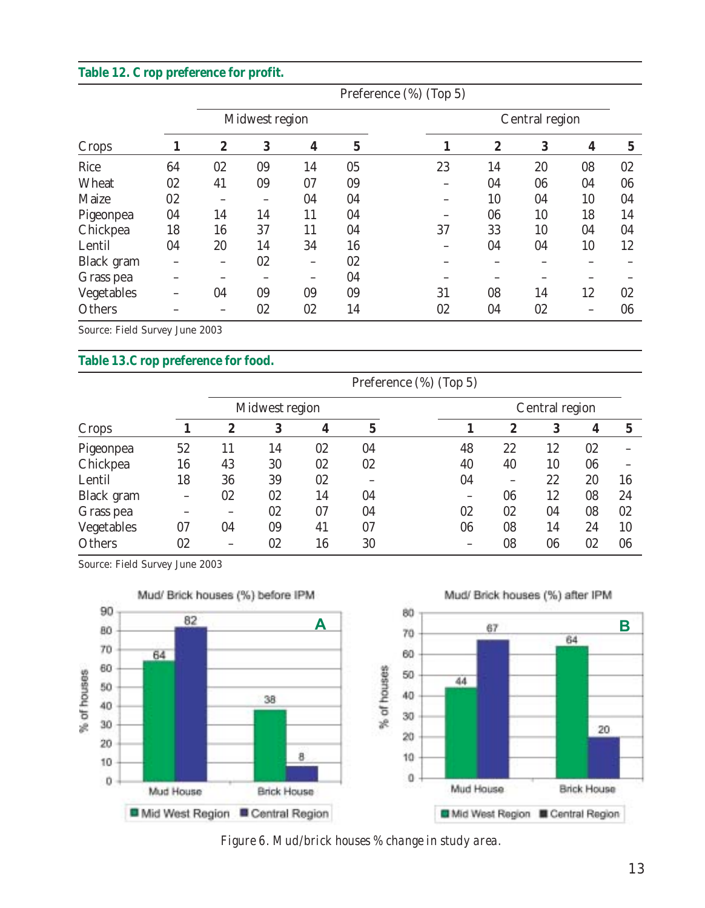**Table 12. Crop preference for profit.**

| Crops | Preference (%) (Top 5) | | | | | | | | | |
|---|---|---|---|---|---|---|---|---|---|---|
| | Midwest region | | | | | Central region | | | | |
| | 1 | 2 | 3 | 4 | 5 | 1 | 2 | 3 | 4 | 5 |
| Rice | 64 | 02 | 09 | 14 | 05 | 23 | 14 | 20 | 08 | 02 |
| Wheat | 02 | 41 | 09 | 07 | 09 | – | 04 | 06 | 04 | 06 |
| Maize | 02 | – | – | 04 | 04 | – | 10 | 04 | 10 | 04 |
| Pigeonpea | 04 | 14 | 14 | 11 | 04 | – | 06 | 10 | 18 | 14 |
| Chickpea | 18 | 16 | 37 | 11 | 04 | 37 | 33 | 10 | 04 | 04 |
| Lentil | 04 | 20 | 14 | 34 | 16 | – | 04 | 04 | 10 | 12 |
| Black gram | – | – | 02 | – | 02 | – | – | – | – | – |
| Grass pea | – | – | – | – | 04 | – | – | – | – | – |
| Vegetables | – | 04 | 09 | 09 | 09 | 31 | 08 | 14 | 12 | 02 |
| Others | – | – | 02 | 02 | 14 | 02 | 04 | 02 | – | 06 |

Source: Field Survey June 2003

**Table 13. Crop preference for food.**

| Crops | Preference (%) (Top 5) | | | | | | | | | |
|---|---|---|---|---|---|---|---|---|---|---|
| | Midwest region | | | | | Central region | | | | |
| | 1 | 2 | 3 | 4 | 5 | 1 | 2 | 3 | 4 | 5 |
| Pigeonpea | 52 | 11 | 14 | 02 | 04 | 48 | 22 | 12 | 02 | – |
| Chickpea | 16 | 43 | 30 | 02 | 02 | 40 | 40 | 10 | 06 | – |
| Lentil | 18 | 36 | 39 | 02 | – | 04 | – | 22 | 20 | 16 |
| Black gram | – | 02 | 02 | 14 | 04 | – | 06 | 12 | 08 | 24 |
| Grass pea | – | – | 02 | 07 | 04 | 02 | 02 | 04 | 08 | 02 |
| Vegetables | 07 | 04 | 09 | 41 | 07 | 06 | 08 | 14 | 24 | 10 |
| Others | 02 | – | 02 | 16 | 30 | – | 08 | 06 | 02 | 06 |

Source: Field Survey June 2003

*Figure 6. Mud/brick houses % change in study area.*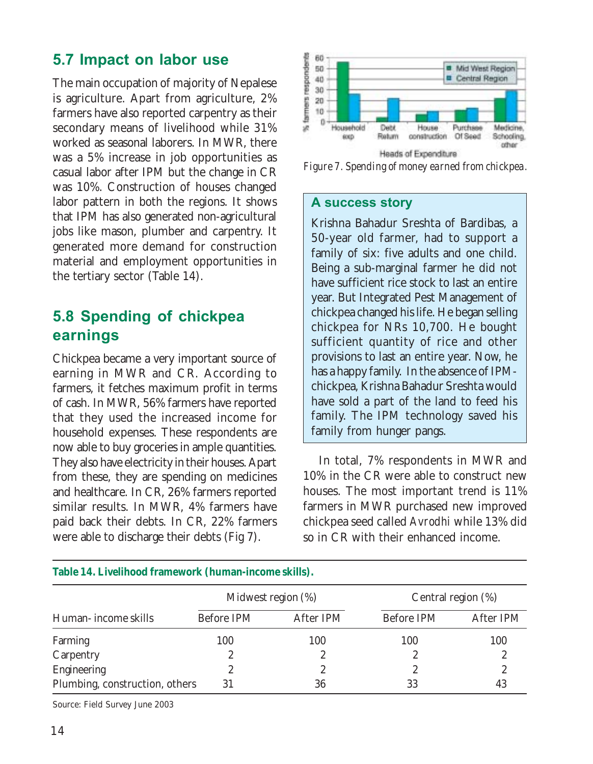## 5.7 Impact on labor use

The main occupation of majority of Nepalese is agriculture. Apart from agriculture, 2% farmers have also reported carpentry as their secondary means of livelihood while 31% worked as seasonal laborers. In MWR, there was a 5% increase in job opportunities as casual labor after IPM but the change in CR was 10%. Construction of houses changed labor pattern in both the regions. It shows that IPM has also generated non-agricultural jobs like mason, plumber and carpentry. It generated more demand for construction material and employment opportunities in the tertiary sector (Table 14).

## 5.8 Spending of chickpea earnings

Chickpea became a very important source of earning in MWR and CR. According to farmers, it fetches maximum profit in terms of cash. In MWR, 56% farmers have reported that they used the increased income for household expenses. These respondents are now able to buy groceries in ample quantities. They also have electricity in their houses. Apart from these, they are spending on medicines and healthcare. In CR, 26% farmers reported similar results. In MWR, 4% farmers have paid back their debts. In CR, 22% farmers were able to discharge their debts (Fig 7).

*Figure 7. Spending of money earned from chickpea.*

### A success story

Krishna Bahadur Sreshta of Bardibas, a 50-year old farmer, had to support a family of six: five adults and one child. Being a sub-marginal farmer he did not have sufficient rice stock to last an entire year. But Integrated Pest Management of chickpea changed his life. He began selling chickpea for NRs 10,700. He bought sufficient quantity of rice and other provisions to last an entire year. Now, he has a happy family. In the absence of IPM-chickpea, Krishna Bahadur Sreshta would have sold a part of the land to feed his family. The IPM technology saved his family from hunger pangs.

In total, 7% respondents in MWR and 10% in the CR were able to construct new houses. The most important trend is 11% farmers in MWR purchased new improved chickpea seed called *Avrodhi* while 13% did so in CR with their enhanced income.

**Table 14. Livelihood framework (human-income skills).**

| Human- income skills | Midwest region (%) | | Central region (%) | |
|---|---|---|---|---|
| | Before IPM | After IPM | Before IPM | After IPM |
| Farming | 100 | 100 | 100 | 100 |
| Carpentry | 2 | 2 | 2 | 2 |
| Engineering | 2 | 2 | 2 | 2 |
| Plumbing, construction, others | 31 | 36 | 33 | 43 |

Source: Field Survey June 2003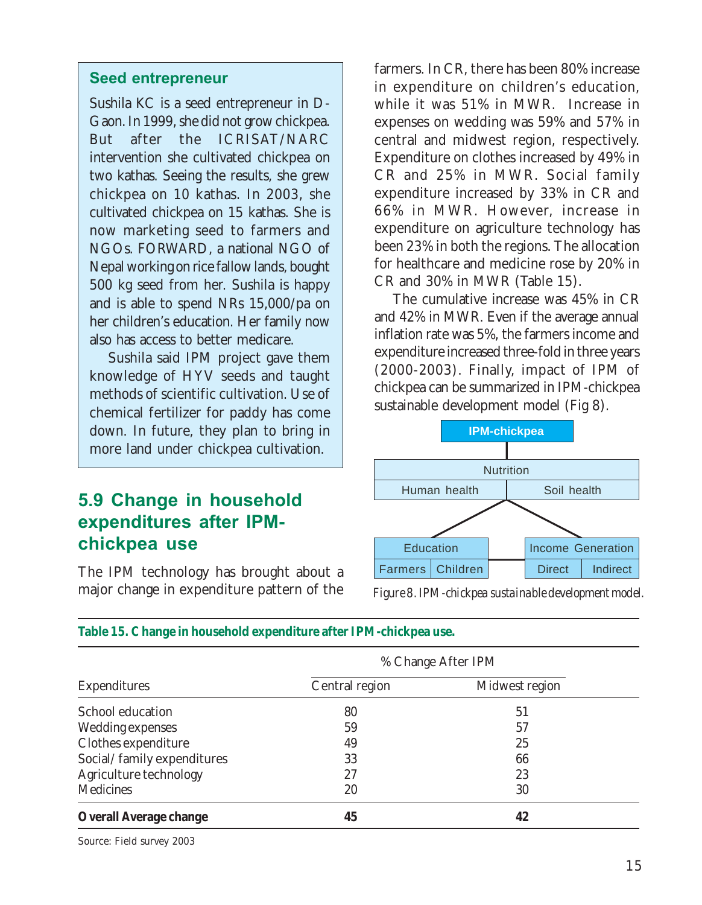**Seed entrepreneur**

Sushila KC is a seed entrepreneur in D-Gaon. In 1999, she did not grow chickpea. But after the ICRISAT/NARC intervention she cultivated chickpea on two kathas. Seeing the results, she grew chickpea on 10 kathas. In 2003, she cultivated chickpea on 15 kathas. She is now marketing seed to farmers and NGOs. FORWARD, a national NGO of Nepal working on rice fallow lands, bought 500 kg seed from her. Sushila is happy and is able to spend NRs 15,000/pa on her children's education. Her family now also has access to better medicare.

Sushila said IPM project gave them knowledge of HYV seeds and taught methods of scientific cultivation. Use of chemical fertilizer for paddy has come down. In future, they plan to bring in more land under chickpea cultivation.

## 5.9 Change in household expenditures after IPM-chickpea use

The IPM technology has brought about a major change in expenditure pattern of the farmers. In CR, there has been 80% increase in expenditure on children's education, while it was 51% in MWR. Increase in expenses on wedding was 59% and 57% in central and midwest region, respectively. Expenditure on clothes increased by 49% in CR and 25% in MWR. Social family expenditure increased by 33% in CR and 66% in MWR. However, increase in expenditure on agriculture technology has been 23% in both the regions. The allocation for healthcare and medicine rose by 20% in CR and 30% in MWR (Table 15).

The cumulative increase was 45% in CR and 42% in MWR. Even if the average annual inflation rate was 5%, the farmers income and expenditure increased three-fold in three years (2000-2003). Finally, impact of IPM of chickpea can be summarized in IPM-chickpea sustainable development model (Fig 8).

IPM-chickpea

| Nutrition | |
|---|---|
| Human health | Soil health |

| Education | | Income Generation | |
|---|---|---|---|
| Farmers | Children | Direct | Indirect |

*Figure 8. IPM-chickpea sustainable development model.*

**Table 15. Change in household expenditure after IPM-chickpea use.**

| Expenditures | % Change After IPM | |
|---|---|---|
| | Central region | Midwest region |
| School education | 80 | 51 |
| Wedding expenses | 59 | 57 |
| Clothes expenditure | 49 | 25 |
| Social/family expenditures | 33 | 66 |
| Agriculture technology | 27 | 23 |
| Medicines | 20 | 30 |
| **Overall Average change** | **45** | **42** |

Source: Field survey 2003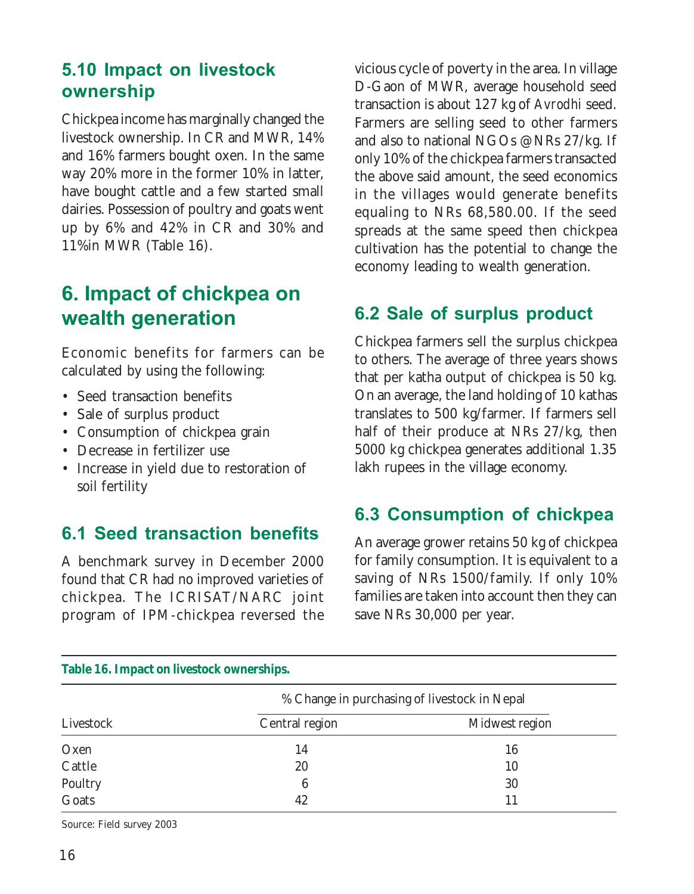## 5.10 Impact on livestock ownership

Chickpea income has marginally changed the livestock ownership. In CR and MWR, 14% and 16% farmers bought oxen. In the same way 20% more in the former 10% in latter, have bought cattle and a few started small dairies. Possession of poultry and goats went up by 6% and 42% in CR and 30% and 11%in MWR (Table 16).

# 6. Impact of chickpea on wealth generation

Economic benefits for farmers can be calculated by using the following:

- Seed transaction benefits
- Sale of surplus product
- Consumption of chickpea grain
- Decrease in fertilizer use
- Increase in yield due to restoration of soil fertility

## 6.1 Seed transaction benefits

A benchmark survey in December 2000 found that CR had no improved varieties of chickpea. The ICRISAT/NARC joint program of IPM-chickpea reversed the vicious cycle of poverty in the area. In village D-Gaon of MWR, average household seed transaction is about 127 kg of *Avrodhi* seed. Farmers are selling seed to other farmers and also to national NGOs @NRs 27/kg. If only 10% of the chickpea farmers transacted the above said amount, the seed economics in the villages would generate benefits equaling to NRs 68,580.00. If the seed spreads at the same speed then chickpea cultivation has the potential to change the economy leading to wealth generation.

## 6.2 Sale of surplus product

Chickpea farmers sell the surplus chickpea to others. The average of three years shows that per katha output of chickpea is 50 kg. On an average, the land holding of 10 kathas translates to 500 kg/farmer. If farmers sell half of their produce at NRs 27/kg, then 5000 kg chickpea generates additional 1.35 lakh rupees in the village economy.

## 6.3 Consumption of chickpea

An average grower retains 50 kg of chickpea for family consumption. It is equivalent to a saving of NRs 1500/family. If only 10% families are taken into account then they can save NRs 30,000 per year.

**Table 16. Impact on livestock ownerships.**

| Livestock | % Change in purchasing of livestock in Nepal | |
|---|---|---|
| | Central region | Midwest region |
| Oxen | 14 | 16 |
| Cattle | 20 | 10 |
| Poultry | 6 | 30 |
| Goats | 42 | 11 |

Source: Field survey 2003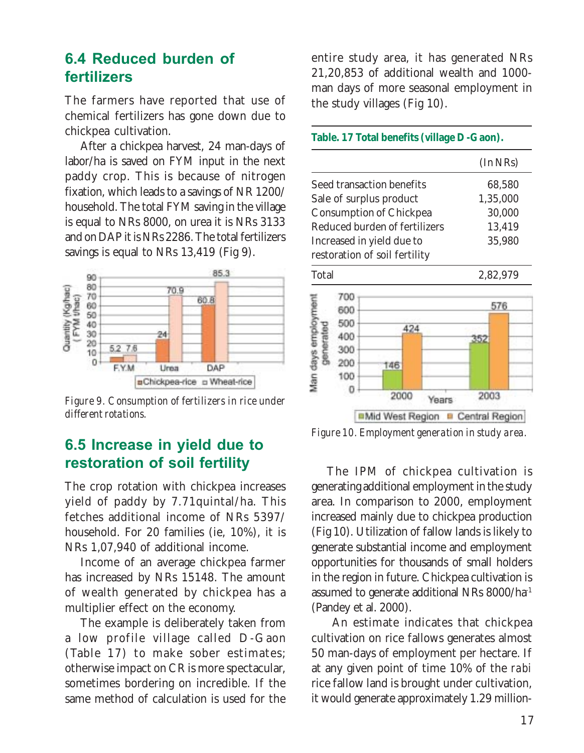## 6.4 Reduced burden of fertilizers

The farmers have reported that use of chemical fertilizers has gone down due to chickpea cultivation.

After a chickpea harvest, 24 man-days of labor/ha is saved on FYM input in the next paddy crop. This is because of nitrogen fixation, which leads to a savings of NR 1200/ household. The total FYM saving in the village is equal to NRs 8000, on urea it is NRs 3133 and on DAP it is NRs 2286. The total fertilizers savings is equal to NRs 13,419 (Fig 9).

*Figure 9. Consumption of fertilizers in rice under different rotations.*

## 6.5 Increase in yield due to restoration of soil fertility

The crop rotation with chickpea increases yield of paddy by 7.71quintal/ha. This fetches additional income of NRs 5397/ household. For 20 families (ie, 10%), it is NRs 1,07,940 of additional income.

Income of an average chickpea farmer has increased by NRs 15148. The amount of wealth generated by chickpea has a multiplier effect on the economy.

The example is deliberately taken from a low profile village called D-Gaon (Table 17) to make sober estimates; otherwise impact on CR is more spectacular, sometimes bordering on incredible. If the same method of calculation is used for the entire study area, it has generated NRs 21,20,853 of additional wealth and 1000-man days of more seasonal employment in the study villages (Fig 10).

**Table. 17 Total benefits (village D-Gaon).**

| | (In NRs) |
|---|---|
| Seed transaction benefits | 68,580 |
| Sale of surplus product | 1,35,000 |
| Consumption of Chickpea | 30,000 |
| Reduced burden of fertilizers | 13,419 |
| Increased in yield due to restoration of soil fertility | 35,980 |
| Total | 2,82,979 |

*Figure 10. Employment generation in study area.*

The IPM of chickpea cultivation is generating additional employment in the study area. In comparison to 2000, employment increased mainly due to chickpea production (Fig 10). Utilization of fallow lands is likely to generate substantial income and employment opportunities for thousands of small holders in the region in future. Chickpea cultivation is assumed to generate additional NRs 8000/ha$^{-1}$ (Pandey et al. 2000).

An estimate indicates that chickpea cultivation on rice fallows generates almost 50 man-days of employment per hectare. If at any given point of time 10% of the *rabi* rice fallow land is brought under cultivation, it would generate approximately 1.29 million-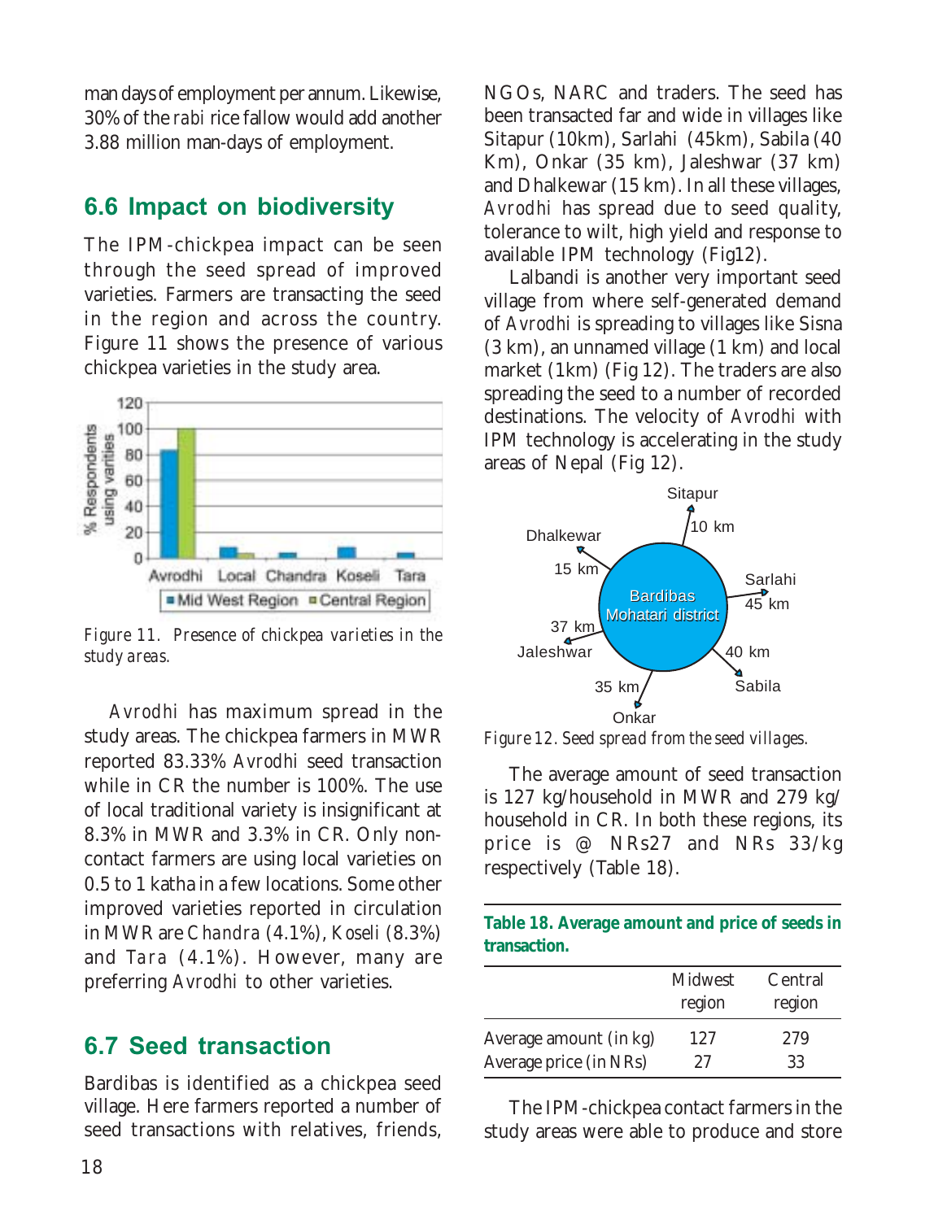man days of employment per annum. Likewise, 30% of the *rabi* rice fallow would add another 3.88 million man-days of employment.

## 6.6 Impact on biodiversity

The IPM-chickpea impact can be seen through the seed spread of improved varieties. Farmers are transacting the seed in the region and across the country. Figure 11 shows the presence of various chickpea varieties in the study area.

*Figure 11. Presence of chickpea varieties in the study areas.*

*Avrodhi* has maximum spread in the study areas. The chickpea farmers in MWR reported 83.33% *Avrodhi* seed transaction while in CR the number is 100%. The use of local traditional variety is insignificant at 8.3% in MWR and 3.3% in CR. Only non-contact farmers are using local varieties on 0.5 to 1 katha in a few locations. Some other improved varieties reported in circulation in MWR are *Chandra* (4.1%), *Koseli* (8.3%) and *Tara* (4.1%). However, many are preferring *Avrodhi* to other varieties.

## 6.7 Seed transaction

Bardibas is identified as a chickpea seed village. Here farmers reported a number of seed transactions with relatives, friends, NGOs, NARC and traders. The seed has been transacted far and wide in villages like Sitapur (10km), Sarlahi (45km), Sabila (40 Km), Onkar (35 km), Jaleshwar (37 km) and Dhalkewar (15 km). In all these villages, *Avrodhi* has spread due to seed quality, tolerance to wilt, high yield and response to available IPM technology (Fig12).

Lalbandi is another very important seed village from where self-generated demand of *Avrodhi* is spreading to villages like Sisna (3 km), an unnamed village (1 km) and local market (1km) (Fig 12). The traders are also spreading the seed to a number of recorded destinations. The velocity of *Avrodhi* with IPM technology is accelerating in the study areas of Nepal (Fig 12).

*Figure 12. Seed spread from the seed villages.*

The average amount of seed transaction is 127 kg/household in MWR and 279 kg/household in CR. In both these regions, its price is @ NRs27 and NRs 33/kg respectively (Table 18).

**Table 18. Average amount and price of seeds in transaction.**

| | Midwest region | Central region |
|---|---|---|
| Average amount (in kg) | 127 | 279 |
| Average price (in NRs) | 27 | 33 |

The IPM-chickpea contact farmers in the study areas were able to produce and store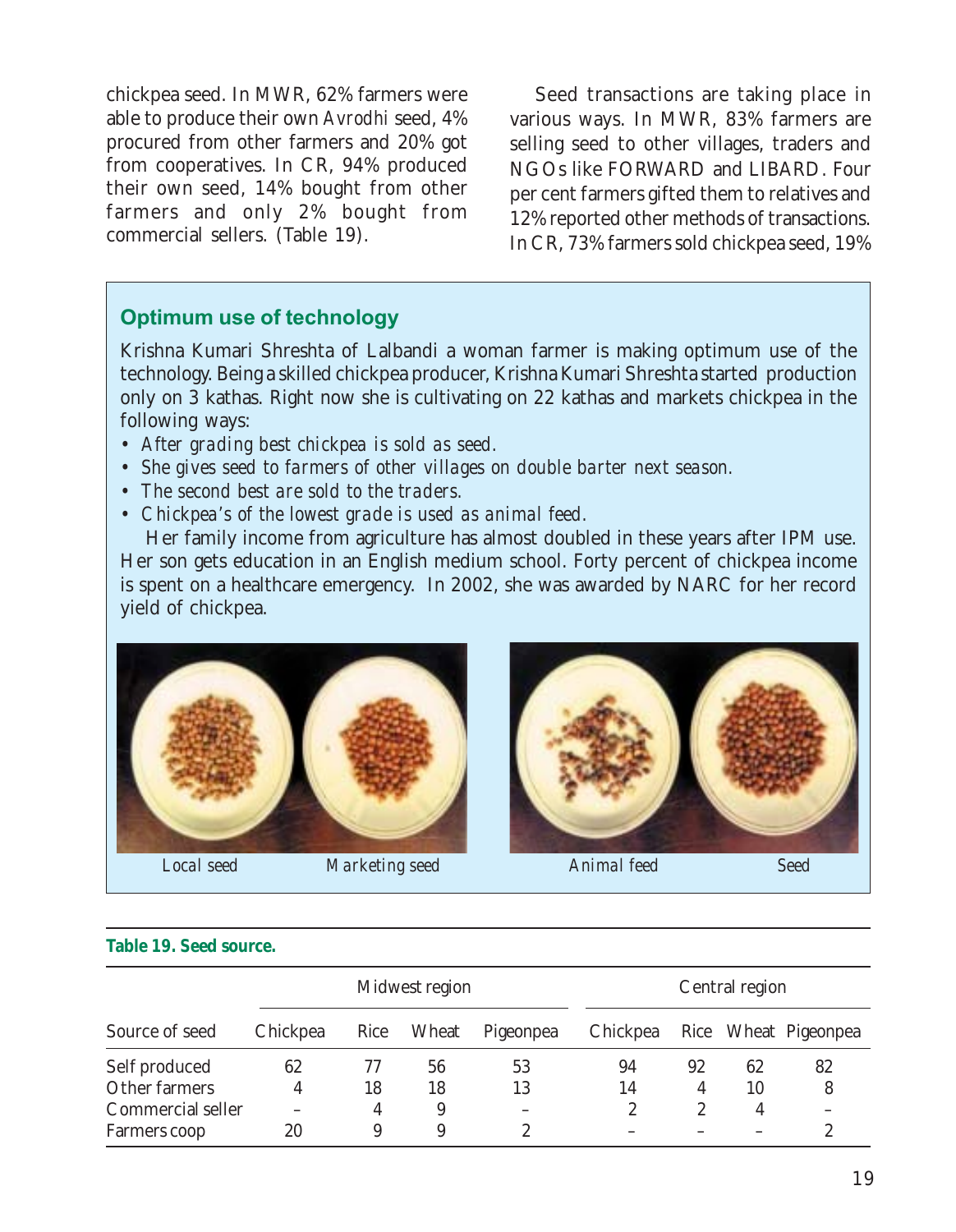chickpea seed. In MWR, 62% farmers were able to produce their own *Avrodhi* seed, 4% procured from other farmers and 20% got from cooperatives. In CR, 94% produced their own seed, 14% bought from other farmers and only 2% bought from commercial sellers. (Table 19).

Seed transactions are taking place in various ways. In MWR, 83% farmers are selling seed to other villages, traders and NGOs like FORWARD and LIBARD. Four per cent farmers gifted them to relatives and 12% reported other methods of transactions. In CR, 73% farmers sold chickpea seed, 19%

### Optimum use of technology

Krishna Kumari Shreshta of Lalbandi a woman farmer is making optimum use of the technology. Being a skilled chickpea producer, Krishna Kumari Shreshta started production only on 3 kathas. Right now she is cultivating on 22 kathas and markets chickpea in the following ways:

- *After grading best chickpea is sold as seed.*
- *She gives seed to farmers of other villages on double barter next season.*
- *The second best are sold to the traders.*
- *Chickpea's of the lowest grade is used as animal feed.*

Her family income from agriculture has almost doubled in these years after IPM use. Her son gets education in an English medium school. Forty percent of chickpea income is spent on a healthcare emergency. In 2002, she was awarded by NARC for her record yield of chickpea.

*Local seed* *Marketing seed* *Animal feed* *Seed*

**Table 19. Seed source.**

| Source of seed | Midwest region | | | | Central region | | | |
|---|---|---|---|---|---|---|---|---|
| | Chickpea | Rice | Wheat | Pigeonpea | Chickpea | Rice | Wheat | Pigeonpea |
| Self produced | 62 | 77 | 56 | 53 | 94 | 92 | 62 | 82 |
| Other farmers | 4 | 18 | 18 | 13 | 14 | 4 | 10 | 8 |
| Commercial seller | – | 4 | 9 | – | 2 | 2 | 4 | – |
| Farmers coop | 20 | 9 | 9 | 2 | – | – | – | 2 |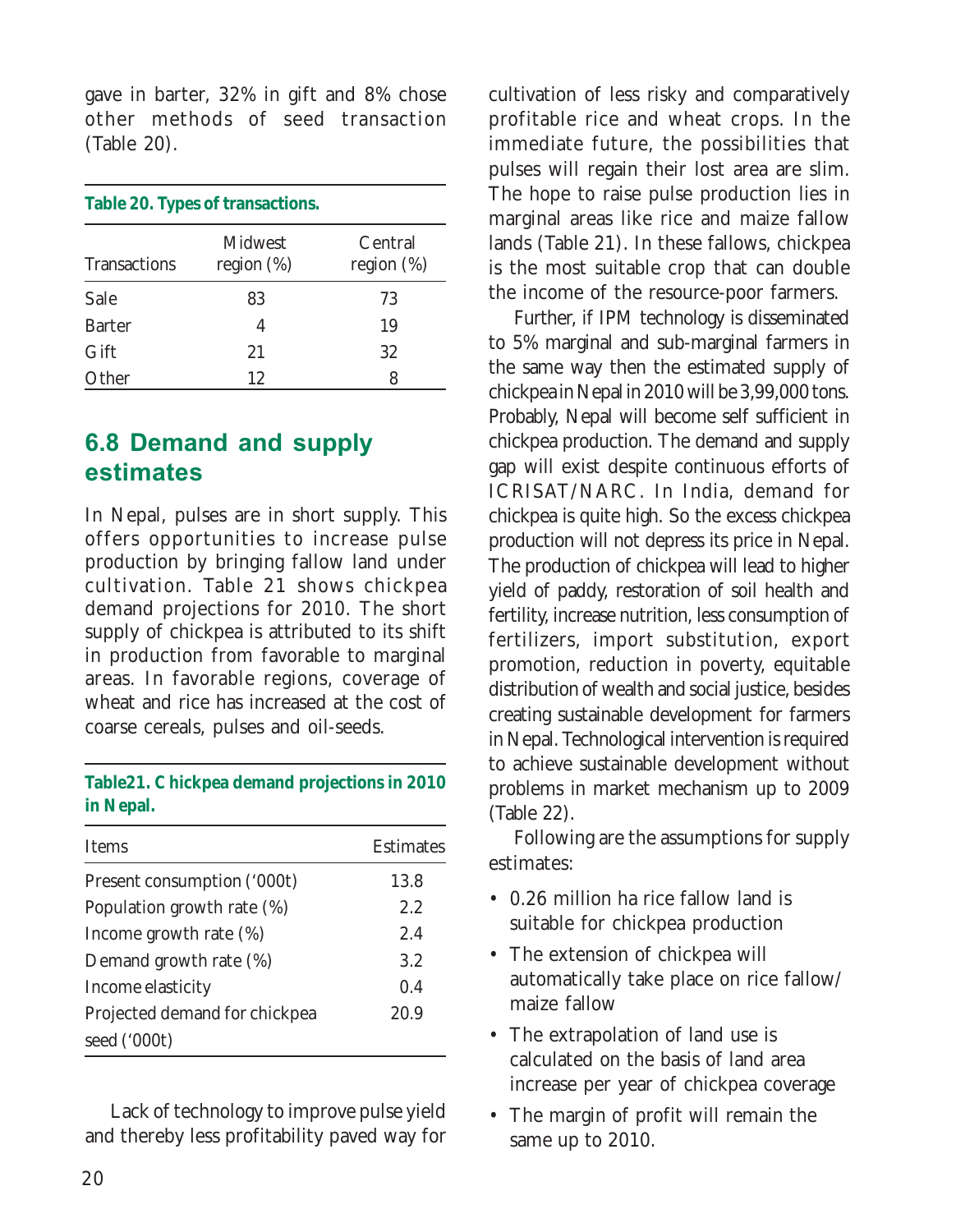gave in barter, 32% in gift and 8% chose other methods of seed transaction (Table 20).

**Table 20. Types of transactions.**

| Transactions | Midwest region (%) | Central region (%) |
|---|---|---|
| Sale | 83 | 73 |
| Barter | 4 | 19 |
| Gift | 21 | 32 |
| Other | 12 | 8 |

## 6.8 Demand and supply estimates

In Nepal, pulses are in short supply. This offers opportunities to increase pulse production by bringing fallow land under cultivation. Table 21 shows chickpea demand projections for 2010. The short supply of chickpea is attributed to its shift in production from favorable to marginal areas. In favorable regions, coverage of wheat and rice has increased at the cost of coarse cereals, pulses and oil-seeds.

**Table21. Chickpea demand projections in 2010 in Nepal.**

| Items | Estimates |
|---|---|
| Present consumption ('000t) | 13.8 |
| Population growth rate (%) | 2.2 |
| Income growth rate (%) | 2.4 |
| Demand growth rate (%) | 3.2 |
| Income elasticity | 0.4 |
| Projected demand for chickpea seed ('000t) | 20.9 |

Lack of technology to improve pulse yield and thereby less profitability paved way for cultivation of less risky and comparatively profitable rice and wheat crops. In the immediate future, the possibilities that pulses will regain their lost area are slim. The hope to raise pulse production lies in marginal areas like rice and maize fallow lands (Table 21). In these fallows, chickpea is the most suitable crop that can double the income of the resource-poor farmers.

Further, if IPM technology is disseminated to 5% marginal and sub-marginal farmers in the same way then the estimated supply of chickpea in Nepal in 2010 will be 3,99,000 tons. Probably, Nepal will become self sufficient in chickpea production. The demand and supply gap will exist despite continuous efforts of ICRISAT/NARC. In India, demand for chickpea is quite high. So the excess chickpea production will not depress its price in Nepal. The production of chickpea will lead to higher yield of paddy, restoration of soil health and fertility, increase nutrition, less consumption of fertilizers, import substitution, export promotion, reduction in poverty, equitable distribution of wealth and social justice, besides creating sustainable development for farmers in Nepal. Technological intervention is required to achieve sustainable development without problems in market mechanism up to 2009 (Table 22).

Following are the assumptions for supply estimates:

- 0.26 million ha rice fallow land is suitable for chickpea production
- The extension of chickpea will automatically take place on rice fallow/ maize fallow
- The extrapolation of land use is calculated on the basis of land area increase per year of chickpea coverage
- The margin of profit will remain the same up to 2010.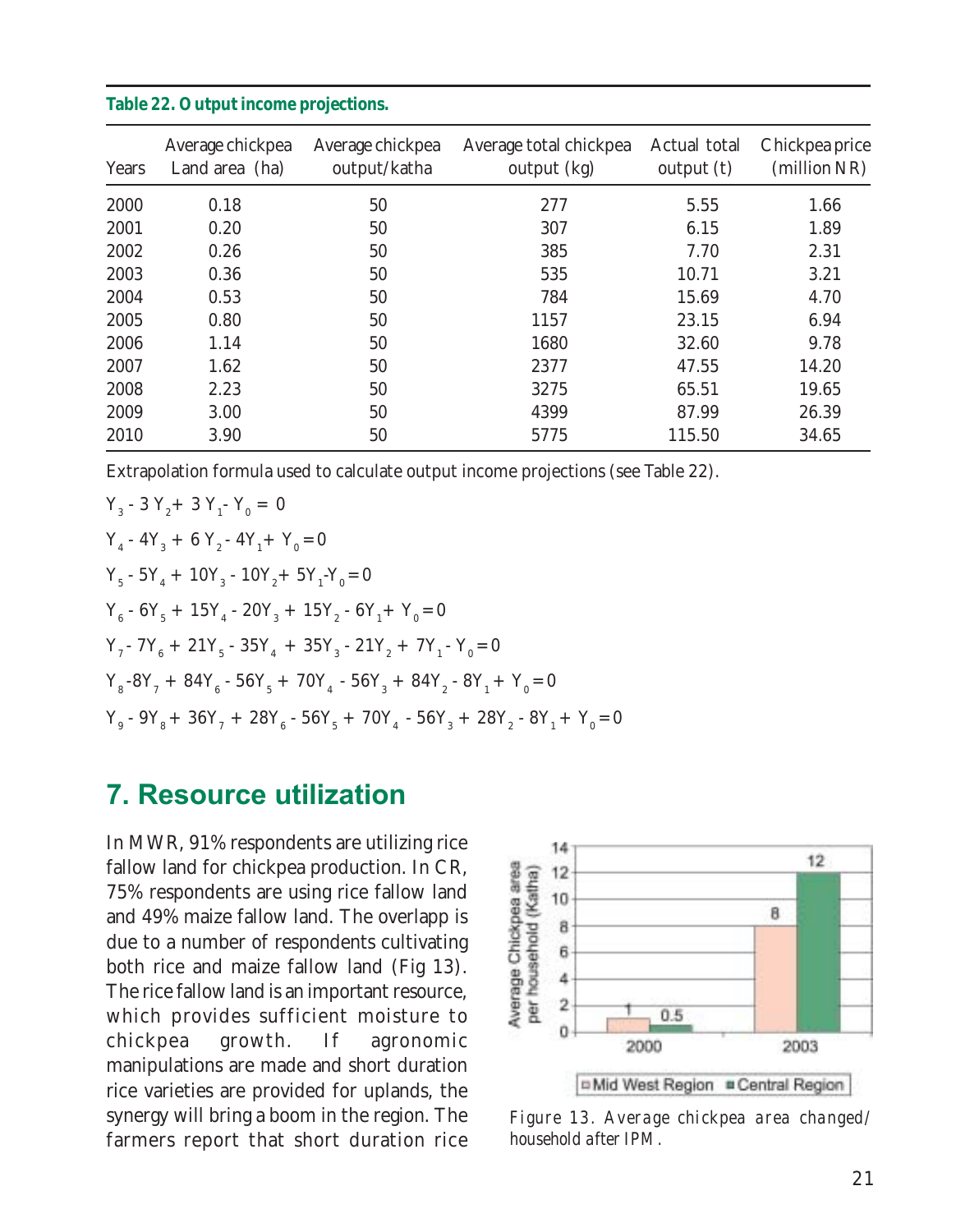**Table 22. Output income projections.**

| Years | Average chickpea Land area (ha) | Average chickpea output/katha | Average total chickpea output (kg) | Actual total output (t) | Chickpea price (million NR) |
|---|---|---|---|---|---|
| 2000 | 0.18 | 50 | 277 | 5.55 | 1.66 |
| 2001 | 0.20 | 50 | 307 | 6.15 | 1.89 |
| 2002 | 0.26 | 50 | 385 | 7.70 | 2.31 |
| 2003 | 0.36 | 50 | 535 | 10.71 | 3.21 |
| 2004 | 0.53 | 50 | 784 | 15.69 | 4.70 |
| 2005 | 0.80 | 50 | 1157 | 23.15 | 6.94 |
| 2006 | 1.14 | 50 | 1680 | 32.60 | 9.78 |
| 2007 | 1.62 | 50 | 2377 | 47.55 | 14.20 |
| 2008 | 2.23 | 50 | 3275 | 65.51 | 19.65 |
| 2009 | 3.00 | 50 | 4399 | 87.99 | 26.39 |
| 2010 | 3.90 | 50 | 5775 | 115.50 | 34.65 |

Extrapolation formula used to calculate output income projections (see Table 22).

$$Y_3 - 3Y_2 + 3Y_1 - Y_0 = 0$$

$$Y_4 - 4Y_3 + 6Y_2 - 4Y_1 + Y_0 = 0$$

$$Y_5 - 5Y_4 + 10Y_3 - 10Y_2 + 5Y_1 - Y_0 = 0$$

$$Y_6 - 6Y_5 + 15Y_4 - 20Y_3 + 15Y_2 - 6Y_1 + Y_0 = 0$$

$$Y_7 - 7Y_6 + 21Y_5 - 35Y_4 + 35Y_3 - 21Y_2 + 7Y_1 - Y_0 = 0$$

$$Y_8 - 8Y_7 + 84Y_6 - 56Y_5 + 70Y_4 - 56Y_3 + 84Y_2 - 8Y_1 + Y_0 = 0$$

$$Y_9 - 9Y_8 + 36Y_7 + 28Y_6 - 56Y_5 + 70Y_4 - 56Y_3 + 28Y_2 - 8Y_1 + Y_0 = 0$$

## 7. Resource utilization

In MWR, 91% respondents are utilizing rice fallow land for chickpea production. In CR, 75% respondents are using rice fallow land and 49% maize fallow land. The overlapp is due to a number of respondents cultivating both rice and maize fallow land (Fig 13). The rice fallow land is an important resource, which provides sufficient moisture to chickpea growth. If agronomic manipulations are made and short duration rice varieties are provided for uplands, the synergy will bring a boom in the region. The farmers report that short duration rice

*Figure 13. Average chickpea area changed/household after IPM.*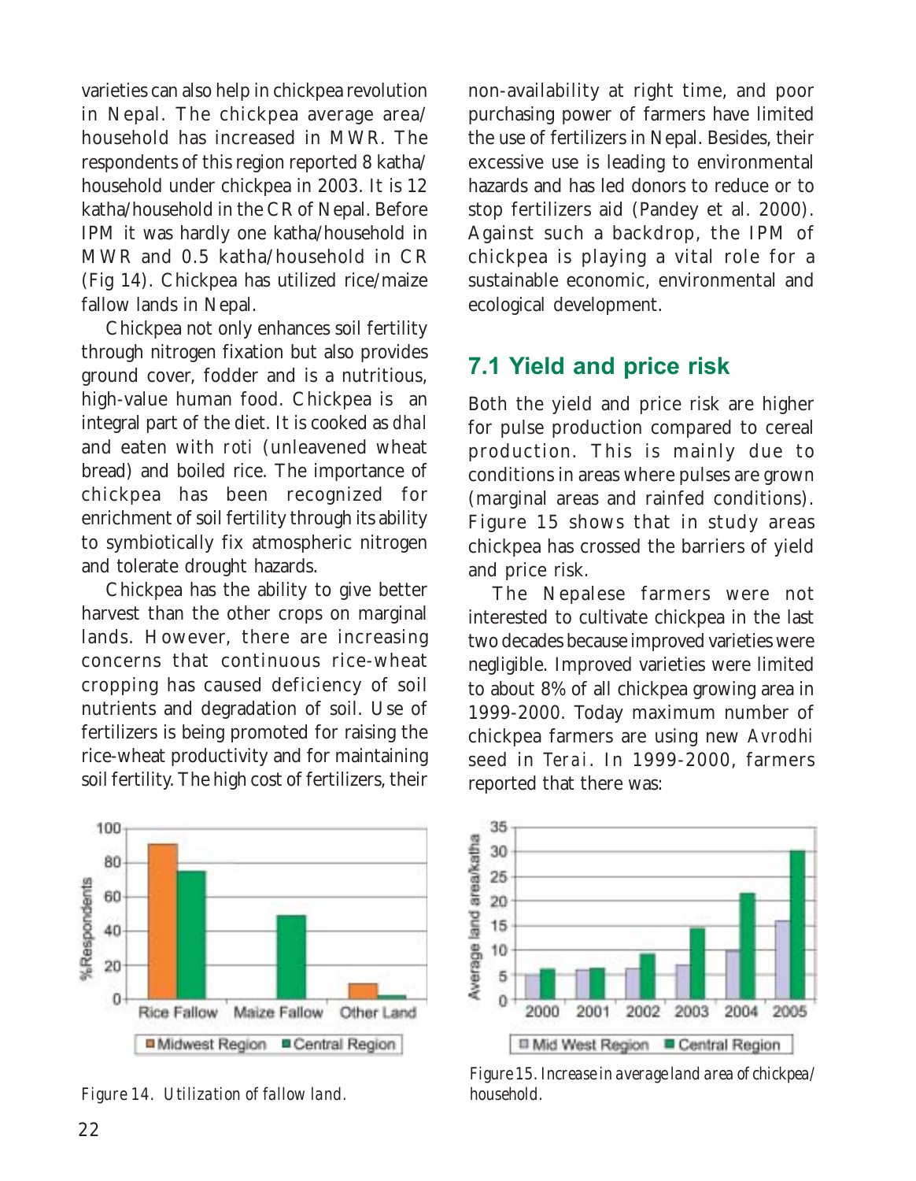varieties can also help in chickpea revolution in Nepal. The chickpea average area/ household has increased in MWR. The respondents of this region reported 8 katha/ household under chickpea in 2003. It is 12 katha/household in the CR of Nepal. Before IPM it was hardly one katha/household in MWR and 0.5 katha/household in CR (Fig 14). Chickpea has utilized rice/maize fallow lands in Nepal.

Chickpea not only enhances soil fertility through nitrogen fixation but also provides ground cover, fodder and is a nutritious, high-value human food. Chickpea is an integral part of the diet. It is cooked as *dhal* and eaten with *roti* (unleavened wheat bread) and boiled rice. The importance of chickpea has been recognized for enrichment of soil fertility through its ability to symbiotically fix atmospheric nitrogen and tolerate drought hazards.

Chickpea has the ability to give better harvest than the other crops on marginal lands. However, there are increasing concerns that continuous rice-wheat cropping has caused deficiency of soil nutrients and degradation of soil. Use of fertilizers is being promoted for raising the rice-wheat productivity and for maintaining soil fertility. The high cost of fertilizers, their non-availability at right time, and poor purchasing power of farmers have limited the use of fertilizers in Nepal. Besides, their excessive use is leading to environmental hazards and has led donors to reduce or to stop fertilizers aid (Pandey et al. 2000). Against such a backdrop, the IPM of chickpea is playing a vital role for a sustainable economic, environmental and ecological development.

*Figure 14. Utilization of fallow land.*

## 7.1 Yield and price risk

Both the yield and price risk are higher for pulse production compared to cereal production. This is mainly due to conditions in areas where pulses are grown (marginal areas and rainfed conditions). Figure 15 shows that in study areas chickpea has crossed the barriers of yield and price risk.

The Nepalese farmers were not interested to cultivate chickpea in the last two decades because improved varieties were negligible. Improved varieties were limited to about 8% of all chickpea growing area in 1999-2000. Today maximum number of chickpea farmers are using new *Avrodhi* seed in *Terai*. In 1999-2000, farmers reported that there was:

*Figure 15. Increase in average land area of chickpea/ household.*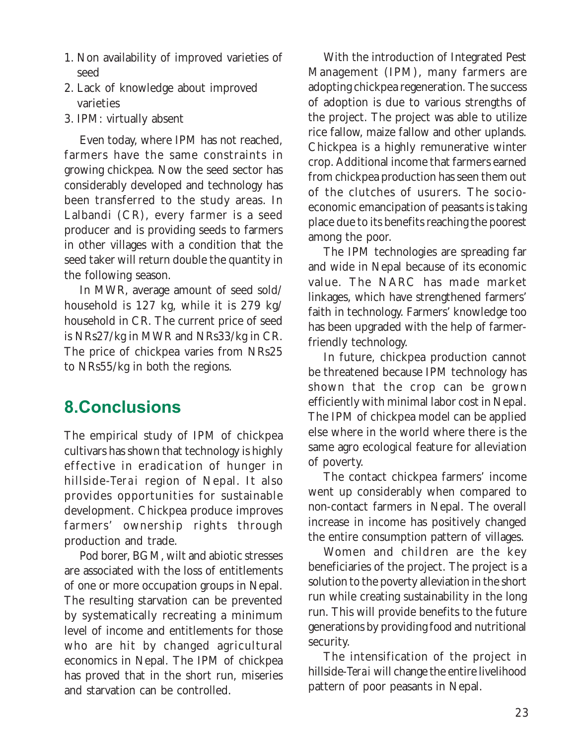1. Non availability of improved varieties of seed
2. Lack of knowledge about improved varieties
3. IPM: virtually absent

Even today, where IPM has not reached, farmers have the same constraints in growing chickpea. Now the seed sector has considerably developed and technology has been transferred to the study areas. In Lalbandi (CR), every farmer is a seed producer and is providing seeds to farmers in other villages with a condition that the seed taker will return double the quantity in the following season.

In MWR, average amount of seed sold/household is 127 kg, while it is 279 kg/household in CR. The current price of seed is NRs27/kg in MWR and NRs33/kg in CR. The price of chickpea varies from NRs25 to NRs55/kg in both the regions.

## 8.Conclusions

The empirical study of IPM of chickpea cultivars has shown that technology is highly effective in eradication of hunger in hillside-*Terai* region of Nepal. It also provides opportunities for sustainable development. Chickpea produce improves farmers' ownership rights through production and trade.

Pod borer, BGM, wilt and abiotic stresses are associated with the loss of entitlements of one or more occupation groups in Nepal. The resulting starvation can be prevented by systematically recreating a minimum level of income and entitlements for those who are hit by changed agricultural economics in Nepal. The IPM of chickpea has proved that in the short run, miseries and starvation can be controlled.

With the introduction of Integrated Pest Management (IPM), many farmers are adopting chickpea regeneration. The success of adoption is due to various strengths of the project. The project was able to utilize rice fallow, maize fallow and other uplands. Chickpea is a highly remunerative winter crop. Additional income that farmers earned from chickpea production has seen them out of the clutches of usurers. The socio-economic emancipation of peasants is taking place due to its benefits reaching the poorest among the poor.

The IPM technologies are spreading far and wide in Nepal because of its economic value. The NARC has made market linkages, which have strengthened farmers' faith in technology. Farmers' knowledge too has been upgraded with the help of farmer-friendly technology.

In future, chickpea production cannot be threatened because IPM technology has shown that the crop can be grown efficiently with minimal labor cost in Nepal. The IPM of chickpea model can be applied else where in the world where there is the same agro ecological feature for alleviation of poverty.

The contact chickpea farmers' income went up considerably when compared to non-contact farmers in Nepal. The overall increase in income has positively changed the entire consumption pattern of villages.

Women and children are the key beneficiaries of the project. The project is a solution to the poverty alleviation in the short run while creating sustainability in the long run. This will provide benefits to the future generations by providing food and nutritional security.

The intensification of the project in hillside-*Terai* will change the entire livelihood pattern of poor peasants in Nepal.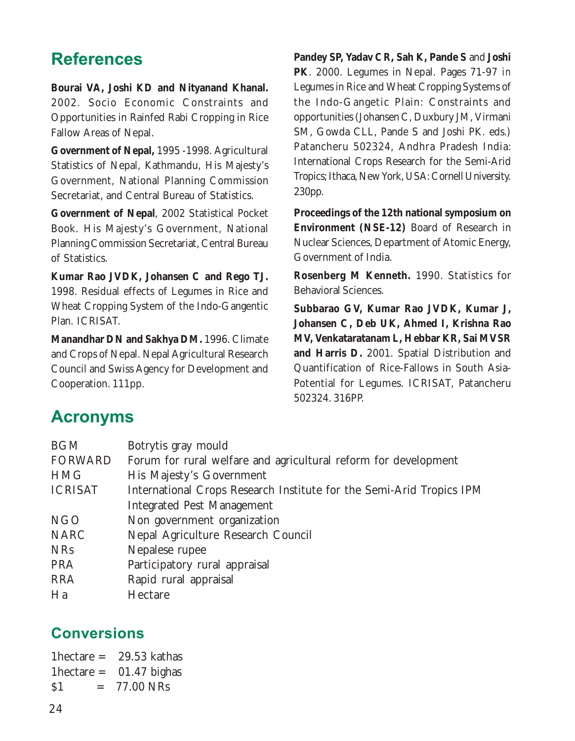## References

**Bourai VA, Joshi KD and Nityanand Khanal.** 2002. Socio Economic Constraints and Opportunities in Rainfed Rabi Cropping in Rice Fallow Areas of Nepal.

**Government of Nepal,** 1995 -1998. Agricultural Statistics of Nepal, Kathmandu, His Majesty's Government, National Planning Commission Secretariat, and Central Bureau of Statistics.

**Government of Nepal**, 2002 Statistical Pocket Book. His Majesty's Government, National Planning Commission Secretariat, Central Bureau of Statistics.

**Kumar Rao JVDK, Johansen C and Rego TJ.** 1998. Residual effects of Legumes in Rice and Wheat Cropping System of the Indo-Gangentic Plan. ICRISAT.

**Manandhar DN and Sakhya DM.** 1996. Climate and Crops of Nepal. Nepal Agricultural Research Council and Swiss Agency for Development and Cooperation. 111pp.

**Pandey SP, Yadav CR, Sah K, Pande S** and **Joshi PK**. 2000. Legumes in Nepal. Pages 71-97 in Legumes in Rice and Wheat Cropping Systems of the Indo-Gangetic Plain: Constraints and opportunities (Johansen C, Duxbury JM, Virmani SM, Gowda CLL, Pande S and Joshi PK. eds.) Patancheru 502324, Andhra Pradesh India: International Crops Research for the Semi-Arid Tropics; Ithaca, New York, USA: Cornell University. 230pp.

**Proceedings of the 12th national symposium on Environment (NSE-12)** Board of Research in Nuclear Sciences, Department of Atomic Energy, Government of India.

**Rosenberg M Kenneth.** 1990. Statistics for Behavioral Sciences.

**Subbarao GV, Kumar Rao JVDK, Kumar J, Johansen C, Deb UK, Ahmed I, Krishna Rao MV, Venkataratanam L, Hebbar KR, Sai MVSR and Harris D.** 2001. Spatial Distribution and Quantification of Rice-Fallows in South Asia-Potential for Legumes. ICRISAT, Patancheru 502324. 316PP.

## Acronyms

| | |
|---|---|
| BGM | Botrytis gray mould |
| FORWARD | Forum for rural welfare and agricultural reform for development |
| HMG | His Majesty's Government |
| ICRISAT | International Crops Research Institute for the Semi-Arid Tropics IPM Integrated Pest Management |
| NGO | Non government organization |
| NARC | Nepal Agriculture Research Council |
| NRs | Nepalese rupee |
| PRA | Participatory rural appraisal |
| RRA | Rapid rural appraisal |
| Ha | Hectare |

## Conversions

1hectare = 29.53 kathas
1hectare = 01.47 bighas
$1 = 77.00 NRs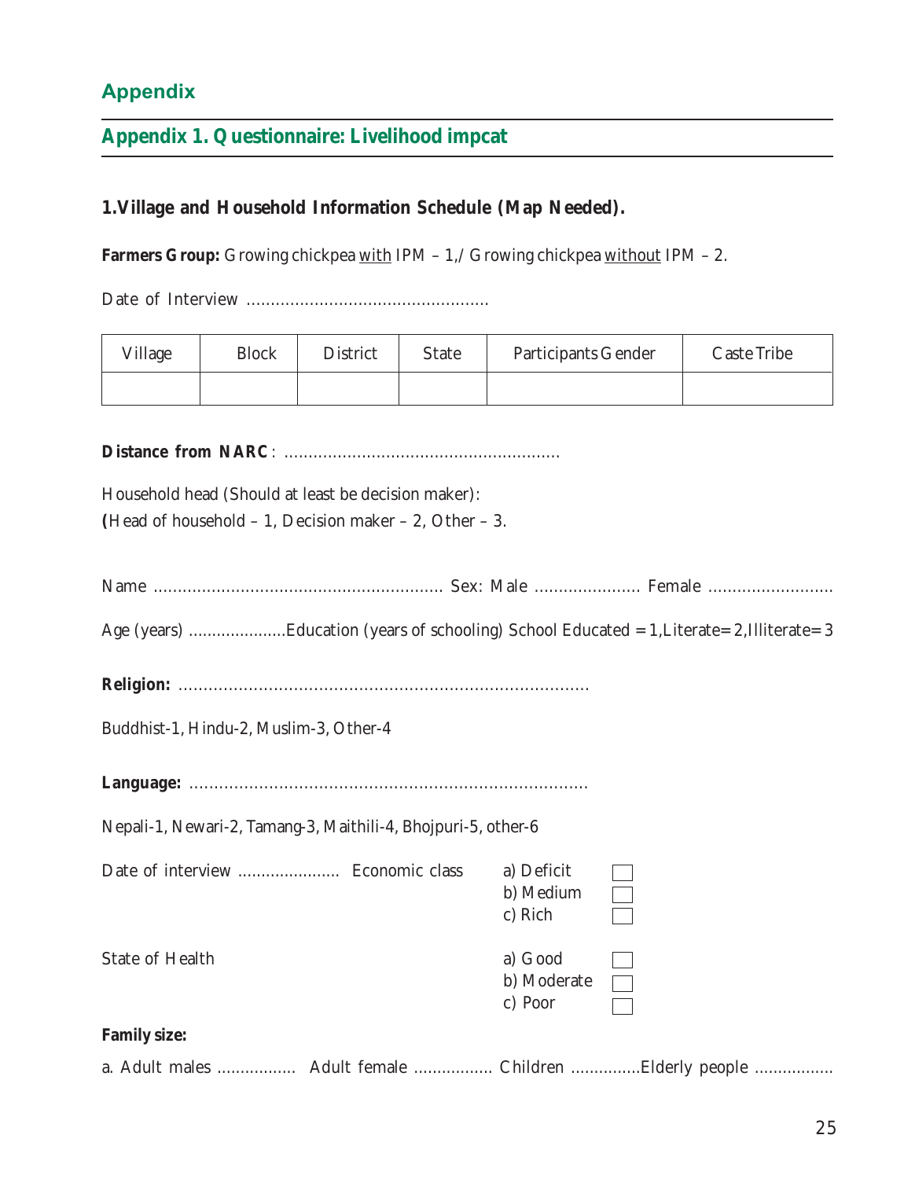# Appendix

## Appendix 1. Questionnaire: Livelihood impcat

### 1.Village and Household Information Schedule (Map Needed).

**Farmers Group:** Growing chickpea <u>with</u> IPM – 1,/ Growing chickpea <u>without</u> IPM – 2.

Date of Interview ..................................................

| Village | Block | District | State | Participants Gender | Caste Tribe |
|---|---|---|---|---|---|
| | | | | | |

**Distance from NARC**: .........................................................

Household head (Should at least be decision maker):
**(**Head of household – 1, Decision maker – 2, Other – 3.

Name ........................................................... Sex: Male ...................... Female ..........................

Age (years) .....................Education (years of schooling) School Educated = 1,Literate= 2,Illiterate= 3

**Religion:** ..................................................................................

Buddhist-1, Hindu-2, Muslim-3, Other-4

**Language:** ...............................................................................

Nepali-1, Newari-2, Tamang-3, Maithili-4, Bhojpuri-5, other-6

Date of interview ...................... Economic class
- a) Deficit ☐
- b) Medium ☐
- c) Rich ☐

State of Health
- a) Good ☐
- b) Moderate ☐
- c) Poor ☐

**Family size:**

a. Adult males ................. Adult female ................. Children ...............Elderly people .................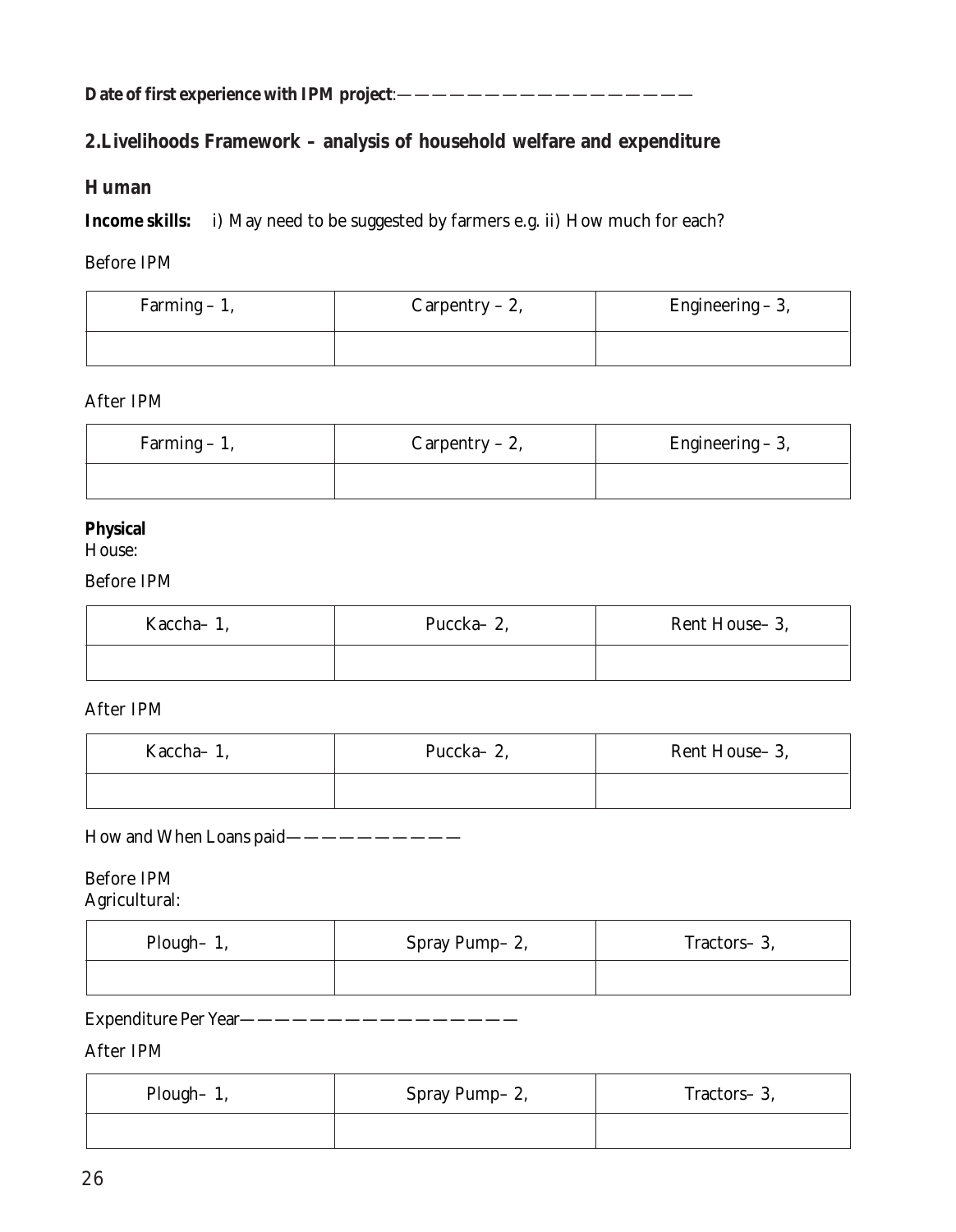**Date of first experience with IPM project**:——————————————————

## 2.Livelihoods Framework – analysis of household welfare and expenditure

### Human

**Income skills:** i) May need to be suggested by farmers e.g. ii) How much for each?

Before IPM

| Farming – 1, | Carpentry – 2, | Engineering – 3, |
|---|---|---|
| | | |

After IPM

| Farming – 1, | Carpentry – 2, | Engineering – 3, |
|---|---|---|
| | | |

**Physical**

House:

Before IPM

| Kaccha– 1, | Puccka– 2, | Rent House– 3, |
|---|---|---|
| | | |

After IPM

| Kaccha– 1, | Puccka– 2, | Rent House– 3, |
|---|---|---|
| | | |

How and When Loans paid———————————

Before IPM

Agricultural:

| Plough– 1, | Spray Pump– 2, | Tractors– 3, |
|---|---|---|
| | | |

Expenditure Per Year—————————————————

After IPM

| Plough– 1, | Spray Pump– 2, | Tractors– 3, |
|---|---|---|
| | | |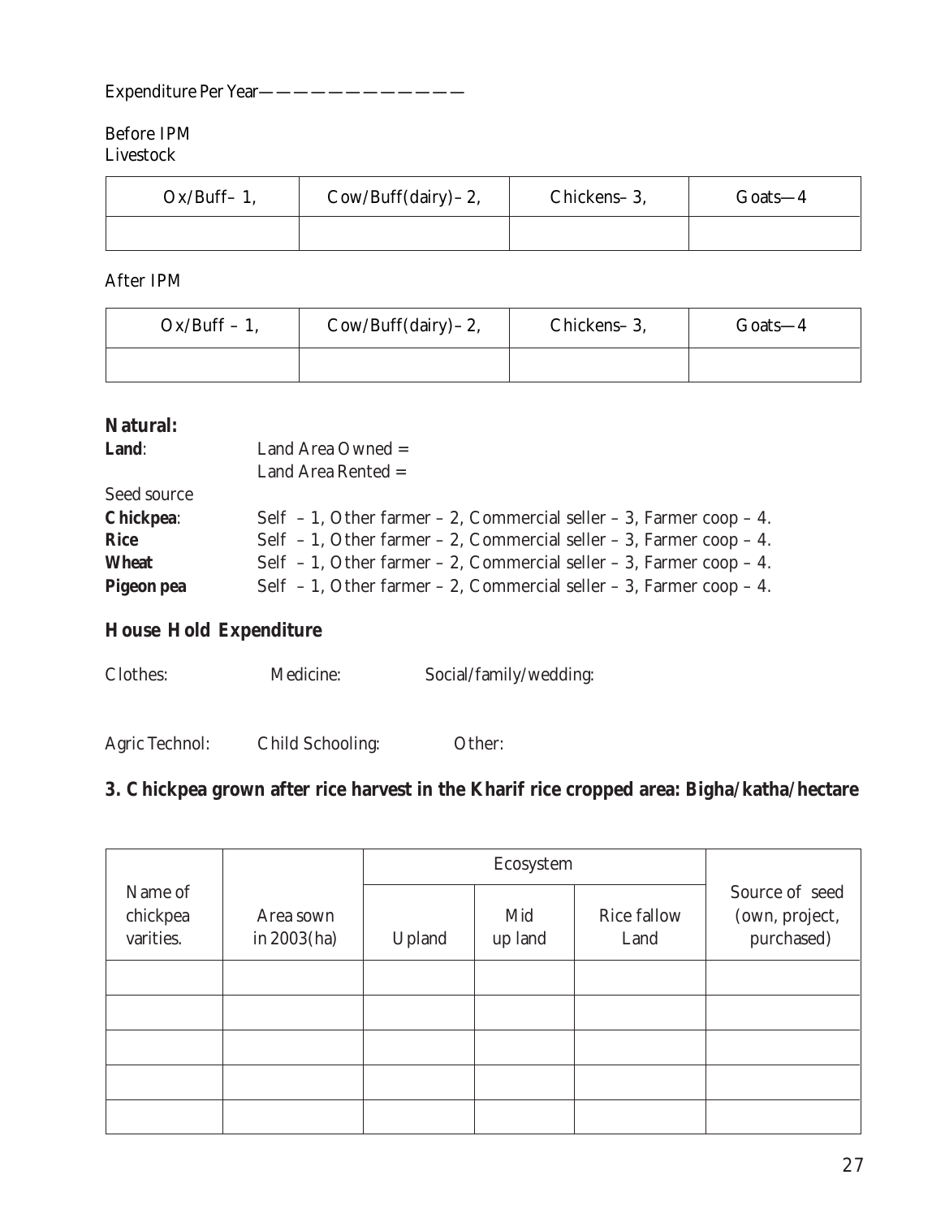Expenditure Per Year————————————

Before IPM
Livestock

| Ox/Buff– 1, | Cow/Buff(dairy)– 2, | Chickens– 3, | Goats—4 |
|---|---|---|---|
| | | | |

After IPM

| Ox/Buff – 1, | Cow/Buff(dairy)– 2, | Chickens– 3, | Goats—4 |
|---|---|---|---|
| | | | |

**Natural:**

**Land**: Land Area Owned =
Land Area Rented =

Seed source

**Chickpea**: Self – 1, Other farmer – 2, Commercial seller – 3, Farmer coop – 4.

**Rice** Self – 1, Other farmer – 2, Commercial seller – 3, Farmer coop – 4.

**Wheat** Self – 1, Other farmer – 2, Commercial seller – 3, Farmer coop – 4.

**Pigeon pea** Self – 1, Other farmer – 2, Commercial seller – 3, Farmer coop – 4.

## House Hold Expenditure

Clothes: Medicine: Social/family/wedding:

Agric Technol: Child Schooling: Other:

## 3. Chickpea grown after rice harvest in the Kharif rice cropped area: Bigha/katha/hectare

| Name of chickpea varities. | Area sown in 2003(ha) | Ecosystem | | | Source of seed (own, project, purchased) |
|---|---|---|---|---|---|
| | | Upland | Mid up land | Rice fallow Land | |
| | | | | | |
| | | | | | |
| | | | | | |
| | | | | | |
| | | | | | |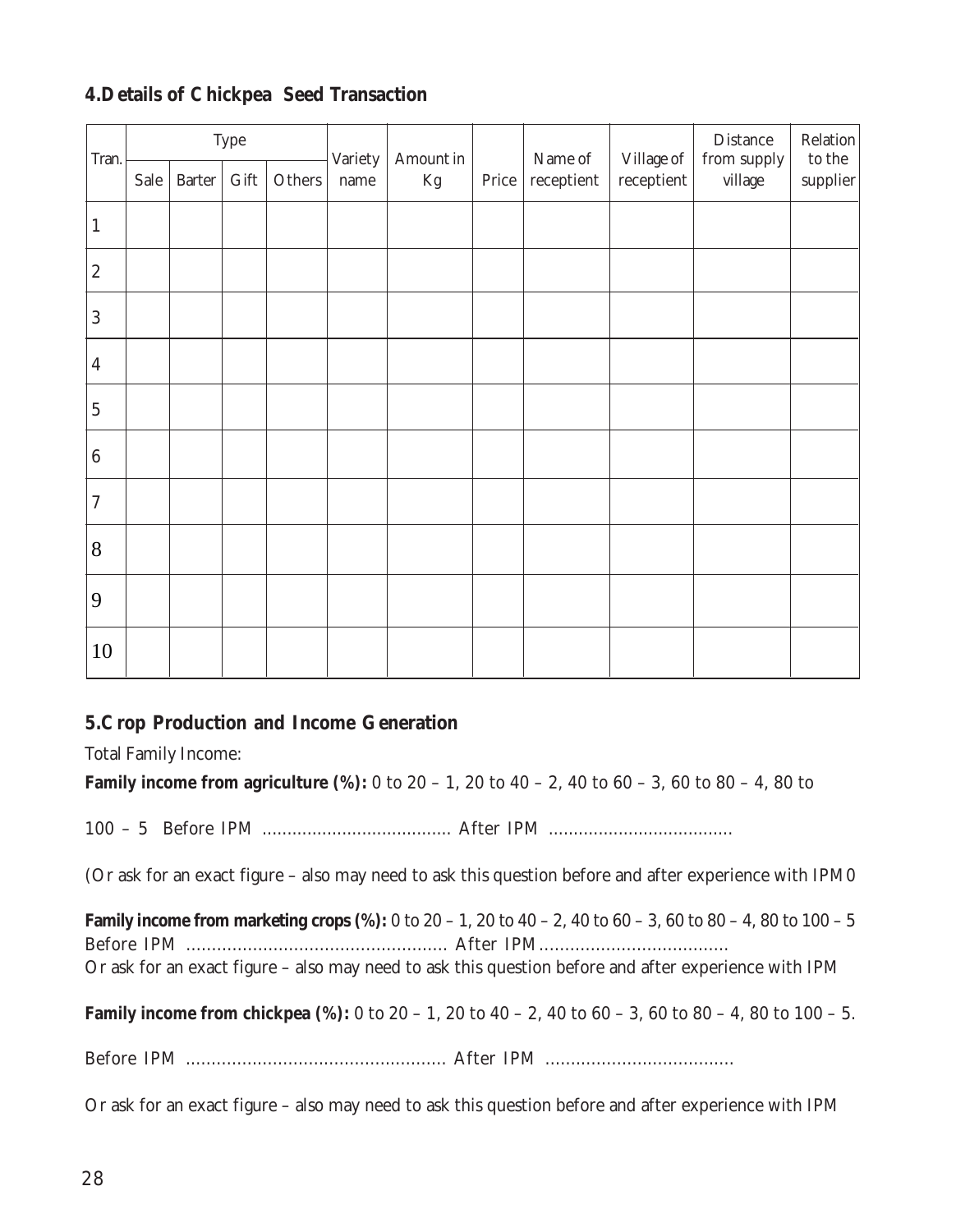## 4.Details of Chickpea Seed Transaction

| Tran. | Type | | | | Variety name | Amount in Kg | Price | Name of receptient | Village of receptient | Distance from supply village | Relation to the supplier |
|---|---|---|---|---|---|---|---|---|---|---|---|
| | Sale | Barter | Gift | Others | | | | | | | |
| 1 | | | | | | | | | | | |
| 2 | | | | | | | | | | | |
| 3 | | | | | | | | | | | |
| 4 | | | | | | | | | | | |
| 5 | | | | | | | | | | | |
| 6 | | | | | | | | | | | |
| 7 | | | | | | | | | | | |
| 8 | | | | | | | | | | | |
| 9 | | | | | | | | | | | |
| 10 | | | | | | | | | | | |

## 5.Crop Production and Income Generation

Total Family Income:

**Family income from agriculture (%):** 0 to 20 – 1, 20 to 40 – 2, 40 to 60 – 3, 60 to 80 – 4, 80 to 100 – 5 Before IPM ..................................... After IPM ....................................

(Or ask for an exact figure – also may need to ask this question before and after experience with IPM0

**Family income from marketing crops (%):** 0 to 20 – 1, 20 to 40 – 2, 40 to 60 – 3, 60 to 80 – 4, 80 to 100 – 5 Before IPM .................................................. After IPM....................................
Or ask for an exact figure – also may need to ask this question before and after experience with IPM

**Family income from chickpea (%):** 0 to 20 – 1, 20 to 40 – 2, 40 to 60 – 3, 60 to 80 – 4, 80 to 100 – 5.

Before IPM .................................................. After IPM ....................................

Or ask for an exact figure – also may need to ask this question before and after experience with IPM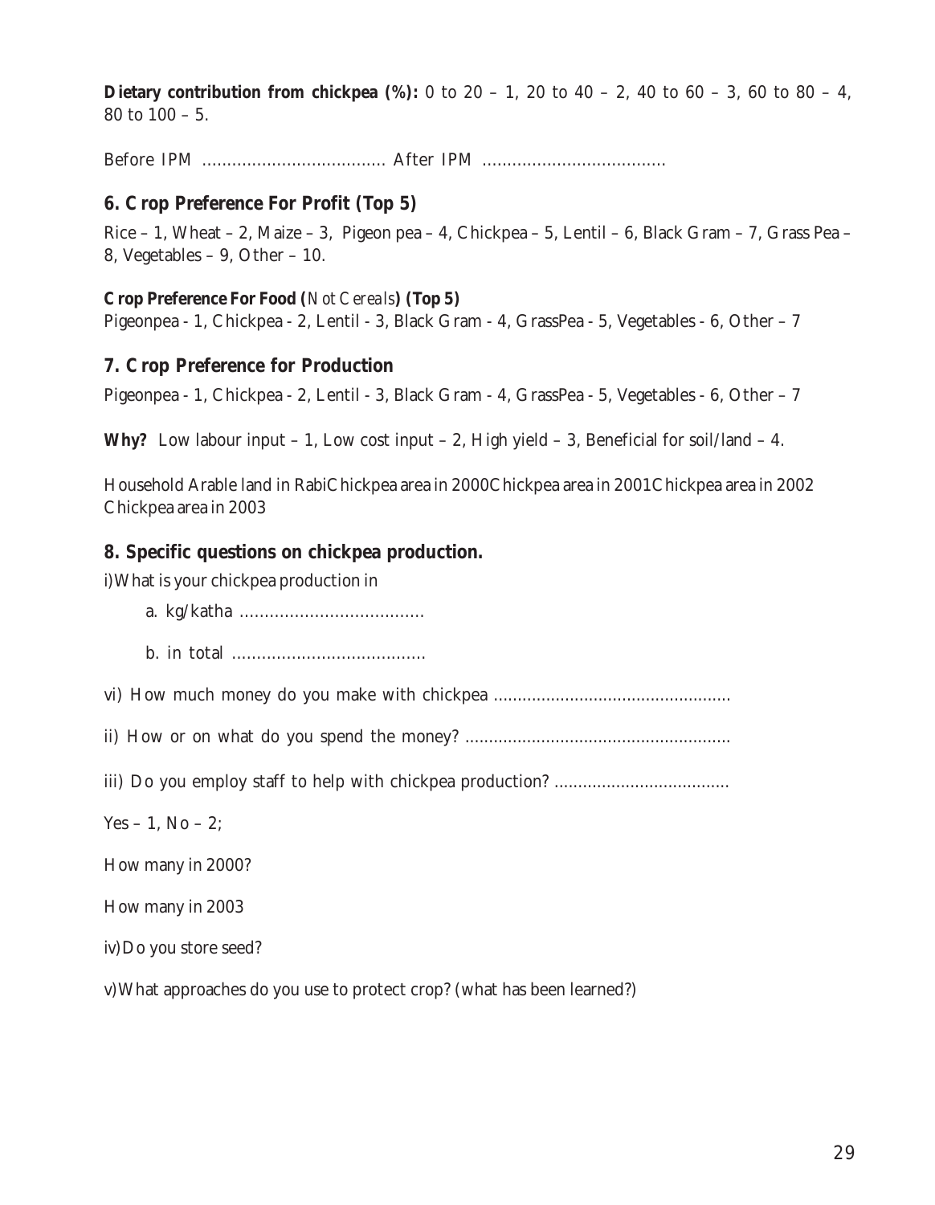**Dietary contribution from chickpea (%):** 0 to 20 – 1, 20 to 40 – 2, 40 to 60 – 3, 60 to 80 – 4, 80 to 100 – 5.

Before IPM ..................................... After IPM .....................................

## 6. Crop Preference For Profit (Top 5)

Rice – 1, Wheat – 2, Maize – 3, Pigeon pea – 4, Chickpea – 5, Lentil – 6, Black Gram – 7, Grass Pea – 8, Vegetables – 9, Other – 10.

**Crop Preference For Food (*Not Cereals*) (Top 5)**

Pigeonpea - 1, Chickpea - 2, Lentil - 3, Black Gram - 4, GrassPea - 5, Vegetables - 6, Other – 7

## 7. Crop Preference for Production

Pigeonpea - 1, Chickpea - 2, Lentil - 3, Black Gram - 4, GrassPea - 5, Vegetables - 6, Other – 7

**Why?** Low labour input – 1, Low cost input – 2, High yield – 3, Beneficial for soil/land – 4.

Household Arable land in RabiChickpea area in 2000Chickpea area in 2001Chickpea area in 2002 Chickpea area in 2003

## 8. Specific questions on chickpea production.

i)What is your chickpea production in

a. kg/katha .....................................

b. in total .......................................

vi) How much money do you make with chickpea .................................................

ii) How or on what do you spend the money? .......................................................

iii) Do you employ staff to help with chickpea production? ....................................

Yes – 1, No – 2;

How many in 2000?

How many in 2003

iv)Do you store seed?

v)What approaches do you use to protect crop? (what has been learned?)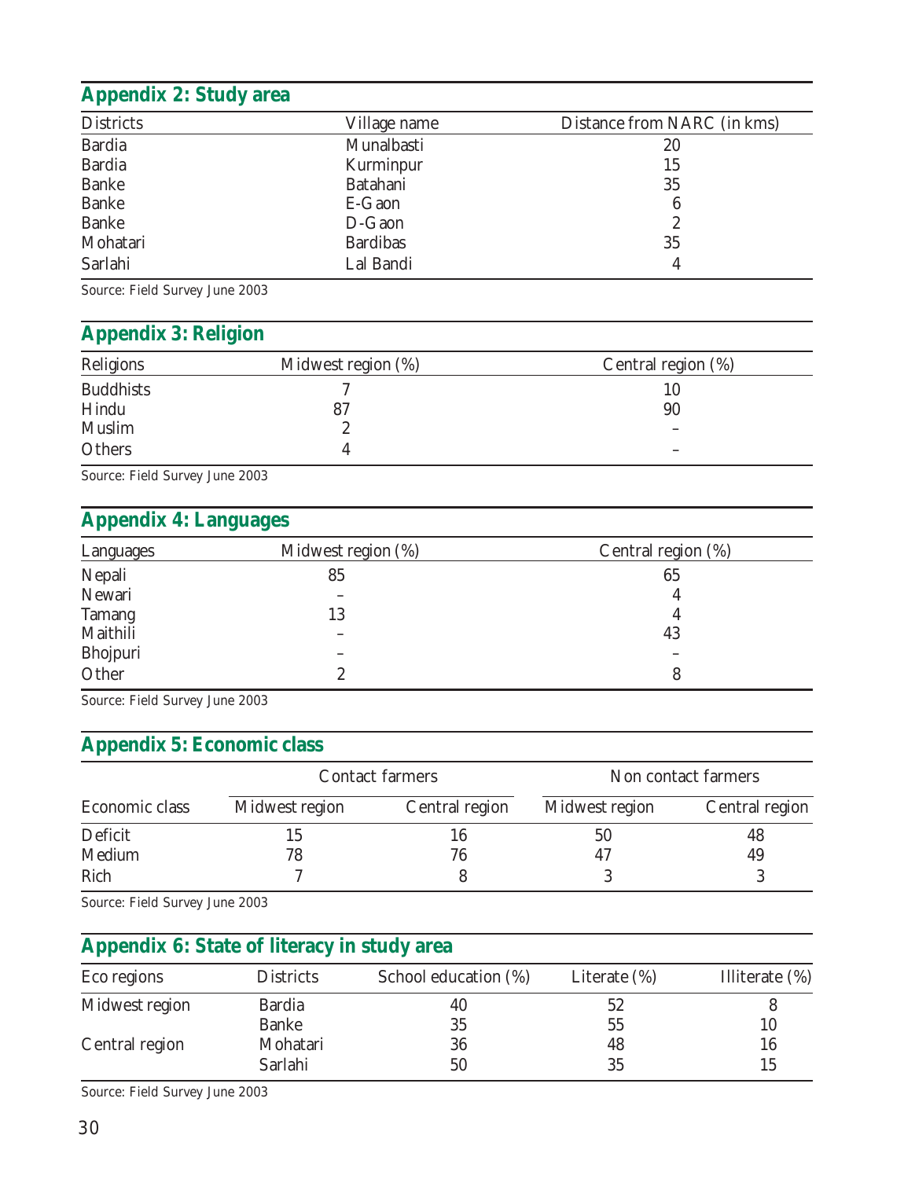## Appendix 2: Study area

| Districts | Village name | Distance from NARC (in kms) |
|---|---|---|
| Bardia | Munalbasti | 20 |
| Bardia | Kurminpur | 15 |
| Banke | Batahani | 35 |
| Banke | E-Gaon | 6 |
| Banke | D-Gaon | 2 |
| Mohatari | Bardibas | 35 |
| Sarlahi | Lal Bandi | 4 |

Source: Field Survey June 2003

## Appendix 3: Religion

| Religions | Midwest region (%) | Central region (%) |
|---|---|---|
| Buddhists | 7 | 10 |
| Hindu | 87 | 90 |
| Muslim | 2 | – |
| Others | 4 | – |

Source: Field Survey June 2003

## Appendix 4: Languages

| Languages | Midwest region (%) | Central region (%) |
|---|---|---|
| Nepali | 85 | 65 |
| Newari | – | 4 |
| Tamang | 13 | 4 |
| Maithili | – | 43 |
| Bhojpuri | – | – |
| Other | 2 | 8 |

Source: Field Survey June 2003

## Appendix 5: Economic class

| | Contact farmers | | Non contact farmers | |
|---|---|---|---|---|
| Economic class | Midwest region | Central region | Midwest region | Central region |
| Deficit | 15 | 16 | 50 | 48 |
| Medium | 78 | 76 | 47 | 49 |
| Rich | 7 | 8 | 3 | 3 |

Source: Field Survey June 2003

## Appendix 6: State of literacy in study area

| Eco regions | Districts | School education (%) | Literate (%) | Illiterate (%) |
|---|---|---|---|---|
| Midwest region | Bardia | 40 | 52 | 8 |
| | Banke | 35 | 55 | 10 |
| Central region | Mohatari | 36 | 48 | 16 |
| | Sarlahi | 50 | 35 | 15 |

Source: Field Survey June 2003